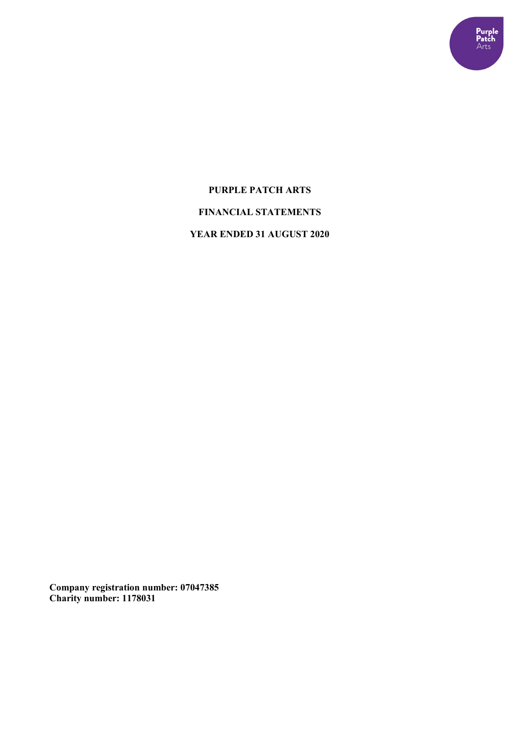# PURPLE PATCH ARTS

## FINANCIAL STATEMENTS

## YEAR ENDED 31 AUGUST 2020

**Company registration number: 07047385**
**Charity number: 1178031**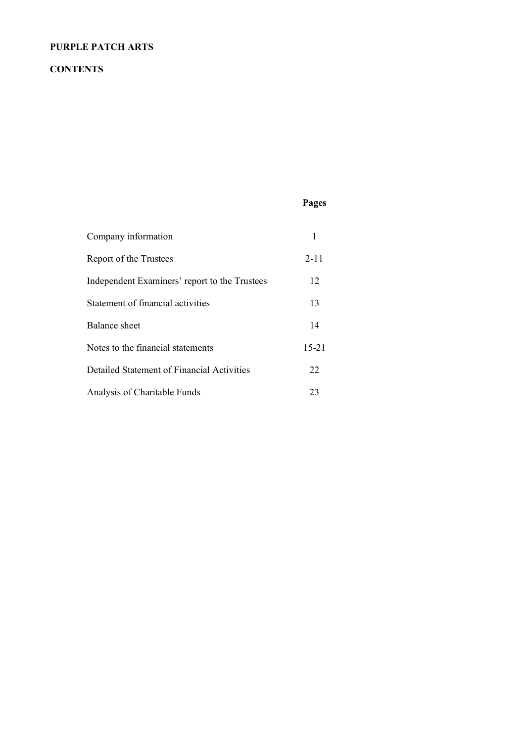**PURPLE PATCH ARTS**

**CONTENTS**

| | **Pages** |
|---|---|
| Company information | 1 |
| Report of the Trustees | 2-11 |
| Independent Examiners' report to the Trustees | 12 |
| Statement of financial activities | 13 |
| Balance sheet | 14 |
| Notes to the financial statements | 15-21 |
| Detailed Statement of Financial Activities | 22 |
| Analysis of Charitable Funds | 23 |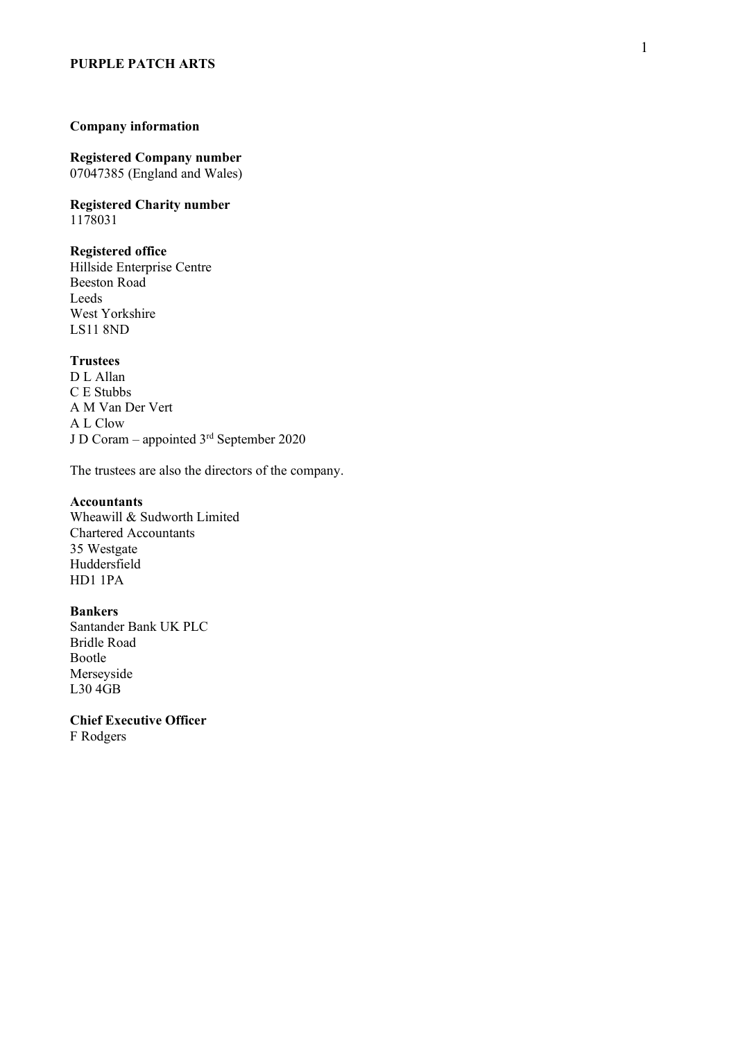**PURPLE PATCH ARTS**

## Company information

**Registered Company number**
07047385 (England and Wales)

**Registered Charity number**
1178031

**Registered office**
Hillside Enterprise Centre
Beeston Road
Leeds
West Yorkshire
LS11 8ND

**Trustees**
D L Allan
C E Stubbs
A M Van Der Vert
A L Clow
J D Coram – appointed 3rd September 2020

The trustees are also the directors of the company.

**Accountants**
Wheawill & Sudworth Limited
Chartered Accountants
35 Westgate
Huddersfield
HD1 1PA

**Bankers**
Santander Bank UK PLC
Bridle Road
Bootle
Merseyside
L30 4GB

**Chief Executive Officer**
F Rodgers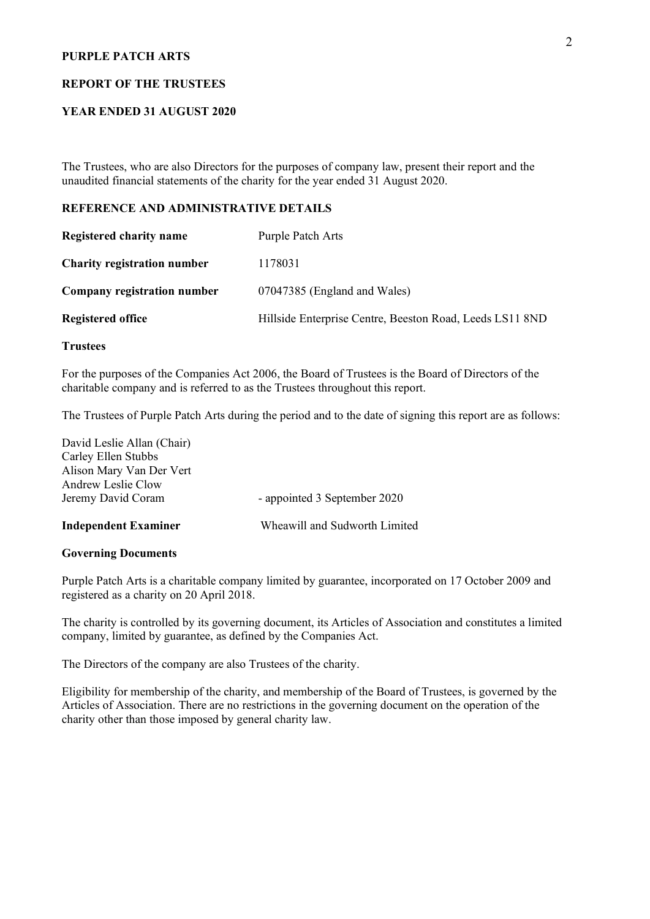**PURPLE PATCH ARTS**

**REPORT OF THE TRUSTEES**

**YEAR ENDED 31 AUGUST 2020**

The Trustees, who are also Directors for the purposes of company law, present their report and the unaudited financial statements of the charity for the year ended 31 August 2020.

## REFERENCE AND ADMINISTRATIVE DETAILS

| | |
|---|---|
| **Registered charity name** | Purple Patch Arts |
| **Charity registration number** | 1178031 |
| **Company registration number** | 07047385 (England and Wales) |
| **Registered office** | Hillside Enterprise Centre, Beeston Road, Leeds LS11 8ND |

### Trustees

For the purposes of the Companies Act 2006, the Board of Trustees is the Board of Directors of the charitable company and is referred to as the Trustees throughout this report.

The Trustees of Purple Patch Arts during the period and to the date of signing this report are as follows:

David Leslie Allan (Chair)
Carley Ellen Stubbs
Alison Mary Van Der Vert
Andrew Leslie Clow
Jeremy David Coram - appointed 3 September 2020

**Independent Examiner** Wheawill and Sudworth Limited

### Governing Documents

Purple Patch Arts is a charitable company limited by guarantee, incorporated on 17 October 2009 and registered as a charity on 20 April 2018.

The charity is controlled by its governing document, its Articles of Association and constitutes a limited company, limited by guarantee, as defined by the Companies Act.

The Directors of the company are also Trustees of the charity.

Eligibility for membership of the charity, and membership of the Board of Trustees, is governed by the Articles of Association. There are no restrictions in the governing document on the operation of the charity other than those imposed by general charity law.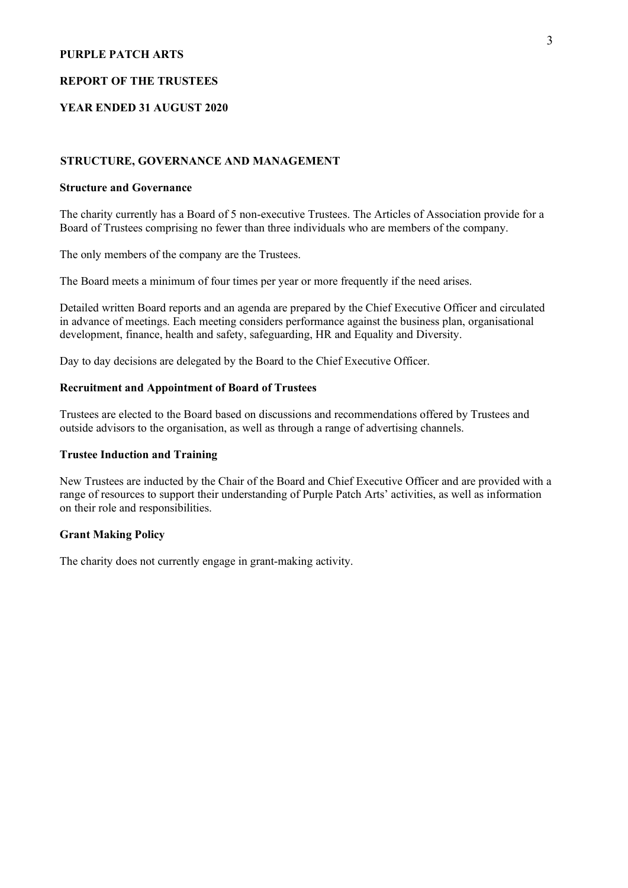**PURPLE PATCH ARTS**

**REPORT OF THE TRUSTEES**

**YEAR ENDED 31 AUGUST 2020**

## STRUCTURE, GOVERNANCE AND MANAGEMENT

### Structure and Governance

The charity currently has a Board of 5 non-executive Trustees. The Articles of Association provide for a Board of Trustees comprising no fewer than three individuals who are members of the company.

The only members of the company are the Trustees.

The Board meets a minimum of four times per year or more frequently if the need arises.

Detailed written Board reports and an agenda are prepared by the Chief Executive Officer and circulated in advance of meetings. Each meeting considers performance against the business plan, organisational development, finance, health and safety, safeguarding, HR and Equality and Diversity.

Day to day decisions are delegated by the Board to the Chief Executive Officer.

### Recruitment and Appointment of Board of Trustees

Trustees are elected to the Board based on discussions and recommendations offered by Trustees and outside advisors to the organisation, as well as through a range of advertising channels.

### Trustee Induction and Training

New Trustees are inducted by the Chair of the Board and Chief Executive Officer and are provided with a range of resources to support their understanding of Purple Patch Arts' activities, as well as information on their role and responsibilities.

### Grant Making Policy

The charity does not currently engage in grant-making activity.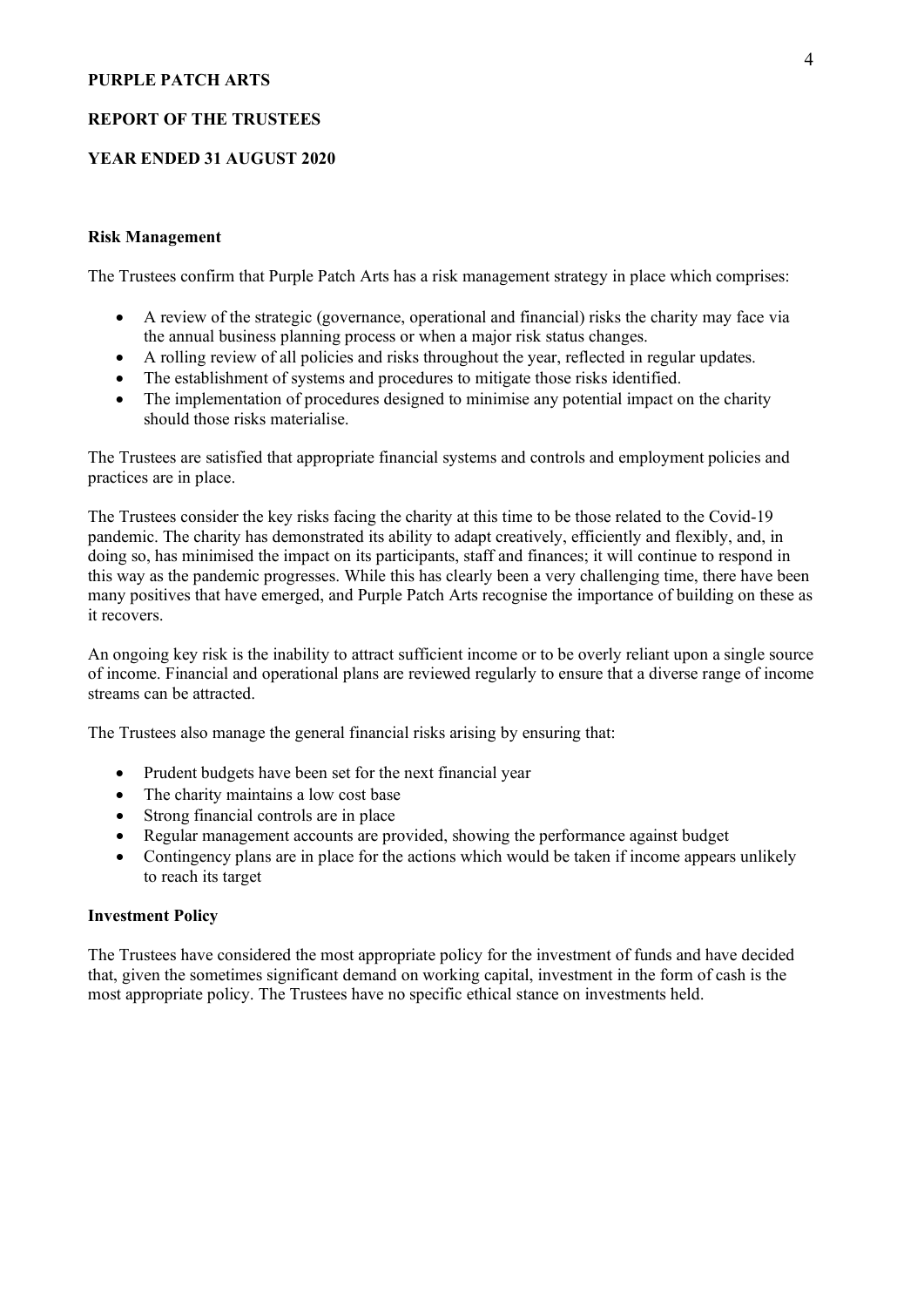## Risk Management

The Trustees confirm that Purple Patch Arts has a risk management strategy in place which comprises:

- A review of the strategic (governance, operational and financial) risks the charity may face via the annual business planning process or when a major risk status changes.
- A rolling review of all policies and risks throughout the year, reflected in regular updates.
- The establishment of systems and procedures to mitigate those risks identified.
- The implementation of procedures designed to minimise any potential impact on the charity should those risks materialise.

The Trustees are satisfied that appropriate financial systems and controls and employment policies and practices are in place.

The Trustees consider the key risks facing the charity at this time to be those related to the Covid-19 pandemic. The charity has demonstrated its ability to adapt creatively, efficiently and flexibly, and, in doing so, has minimised the impact on its participants, staff and finances; it will continue to respond in this way as the pandemic progresses. While this has clearly been a very challenging time, there have been many positives that have emerged, and Purple Patch Arts recognise the importance of building on these as it recovers.

An ongoing key risk is the inability to attract sufficient income or to be overly reliant upon a single source of income. Financial and operational plans are reviewed regularly to ensure that a diverse range of income streams can be attracted.

The Trustees also manage the general financial risks arising by ensuring that:

- Prudent budgets have been set for the next financial year
- The charity maintains a low cost base
- Strong financial controls are in place
- Regular management accounts are provided, showing the performance against budget
- Contingency plans are in place for the actions which would be taken if income appears unlikely to reach its target

## Investment Policy

The Trustees have considered the most appropriate policy for the investment of funds and have decided that, given the sometimes significant demand on working capital, investment in the form of cash is the most appropriate policy. The Trustees have no specific ethical stance on investments held.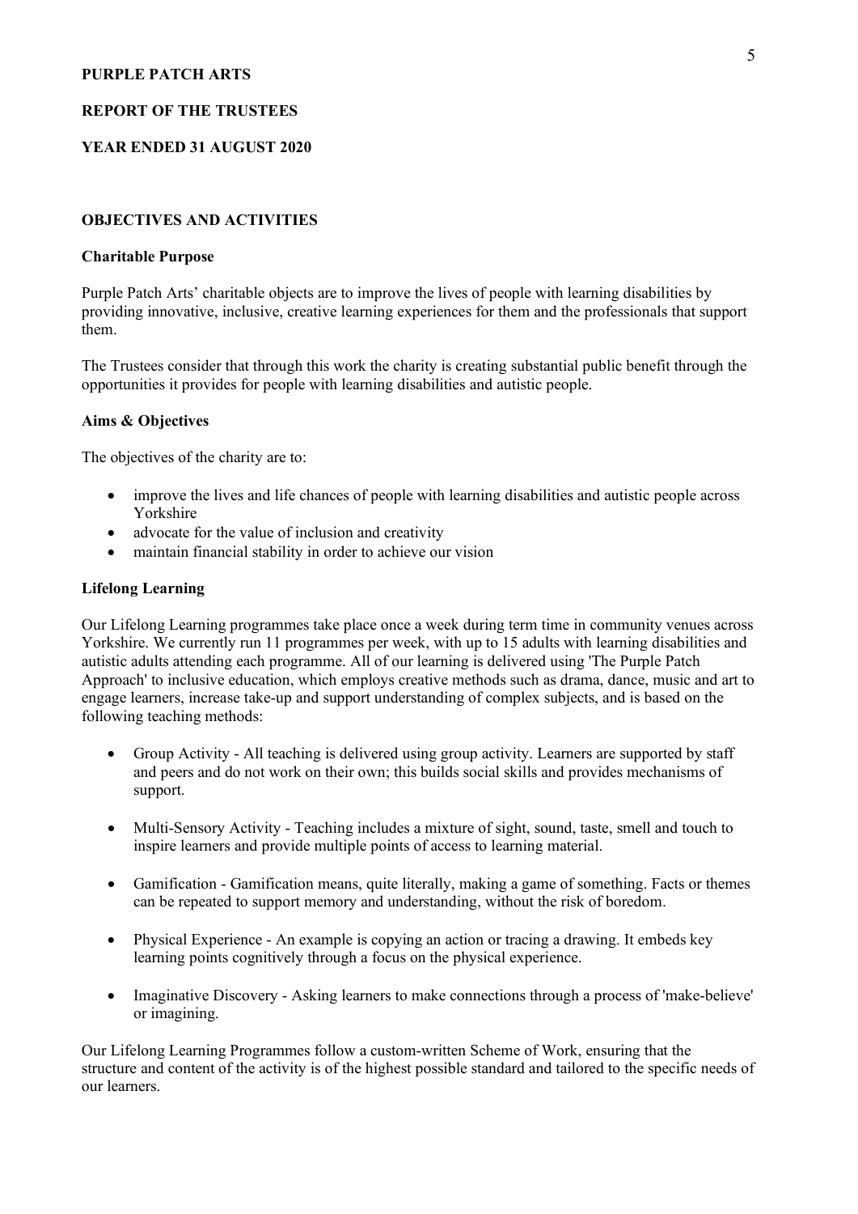**PURPLE PATCH ARTS**

**REPORT OF THE TRUSTEES**

**YEAR ENDED 31 AUGUST 2020**

## OBJECTIVES AND ACTIVITIES

### Charitable Purpose

Purple Patch Arts' charitable objects are to improve the lives of people with learning disabilities by providing innovative, inclusive, creative learning experiences for them and the professionals that support them.

The Trustees consider that through this work the charity is creating substantial public benefit through the opportunities it provides for people with learning disabilities and autistic people.

### Aims & Objectives

The objectives of the charity are to:

- improve the lives and life chances of people with learning disabilities and autistic people across Yorkshire
- advocate for the value of inclusion and creativity
- maintain financial stability in order to achieve our vision

### Lifelong Learning

Our Lifelong Learning programmes take place once a week during term time in community venues across Yorkshire. We currently run 11 programmes per week, with up to 15 adults with learning disabilities and autistic adults attending each programme. All of our learning is delivered using 'The Purple Patch Approach' to inclusive education, which employs creative methods such as drama, dance, music and art to engage learners, increase take-up and support understanding of complex subjects, and is based on the following teaching methods:

- Group Activity - All teaching is delivered using group activity. Learners are supported by staff and peers and do not work on their own; this builds social skills and provides mechanisms of support.
- Multi-Sensory Activity - Teaching includes a mixture of sight, sound, taste, smell and touch to inspire learners and provide multiple points of access to learning material.
- Gamification - Gamification means, quite literally, making a game of something. Facts or themes can be repeated to support memory and understanding, without the risk of boredom.
- Physical Experience - An example is copying an action or tracing a drawing. It embeds key learning points cognitively through a focus on the physical experience.
- Imaginative Discovery - Asking learners to make connections through a process of 'make-believe' or imagining.

Our Lifelong Learning Programmes follow a custom-written Scheme of Work, ensuring that the structure and content of the activity is of the highest possible standard and tailored to the specific needs of our learners.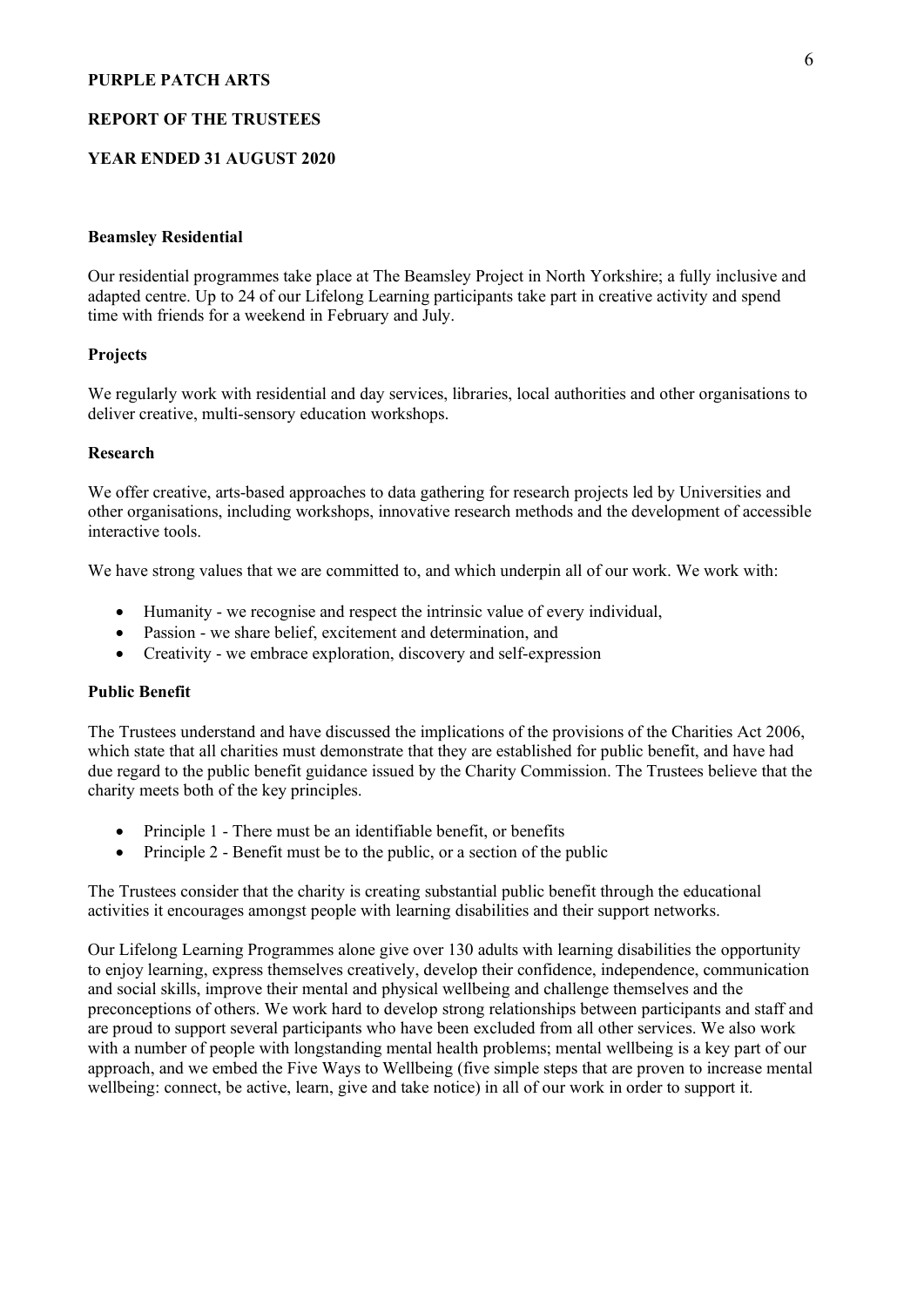**Beamsley Residential**

Our residential programmes take place at The Beamsley Project in North Yorkshire; a fully inclusive and adapted centre. Up to 24 of our Lifelong Learning participants take part in creative activity and spend time with friends for a weekend in February and July.

**Projects**

We regularly work with residential and day services, libraries, local authorities and other organisations to deliver creative, multi-sensory education workshops.

**Research**

We offer creative, arts-based approaches to data gathering for research projects led by Universities and other organisations, including workshops, innovative research methods and the development of accessible interactive tools.

We have strong values that we are committed to, and which underpin all of our work. We work with:

- Humanity - we recognise and respect the intrinsic value of every individual,
- Passion - we share belief, excitement and determination, and
- Creativity - we embrace exploration, discovery and self-expression

**Public Benefit**

The Trustees understand and have discussed the implications of the provisions of the Charities Act 2006, which state that all charities must demonstrate that they are established for public benefit, and have had due regard to the public benefit guidance issued by the Charity Commission. The Trustees believe that the charity meets both of the key principles.

- Principle 1 - There must be an identifiable benefit, or benefits
- Principle 2 - Benefit must be to the public, or a section of the public

The Trustees consider that the charity is creating substantial public benefit through the educational activities it encourages amongst people with learning disabilities and their support networks.

Our Lifelong Learning Programmes alone give over 130 adults with learning disabilities the opportunity to enjoy learning, express themselves creatively, develop their confidence, independence, communication and social skills, improve their mental and physical wellbeing and challenge themselves and the preconceptions of others. We work hard to develop strong relationships between participants and staff and are proud to support several participants who have been excluded from all other services. We also work with a number of people with longstanding mental health problems; mental wellbeing is a key part of our approach, and we embed the Five Ways to Wellbeing (five simple steps that are proven to increase mental wellbeing: connect, be active, learn, give and take notice) in all of our work in order to support it.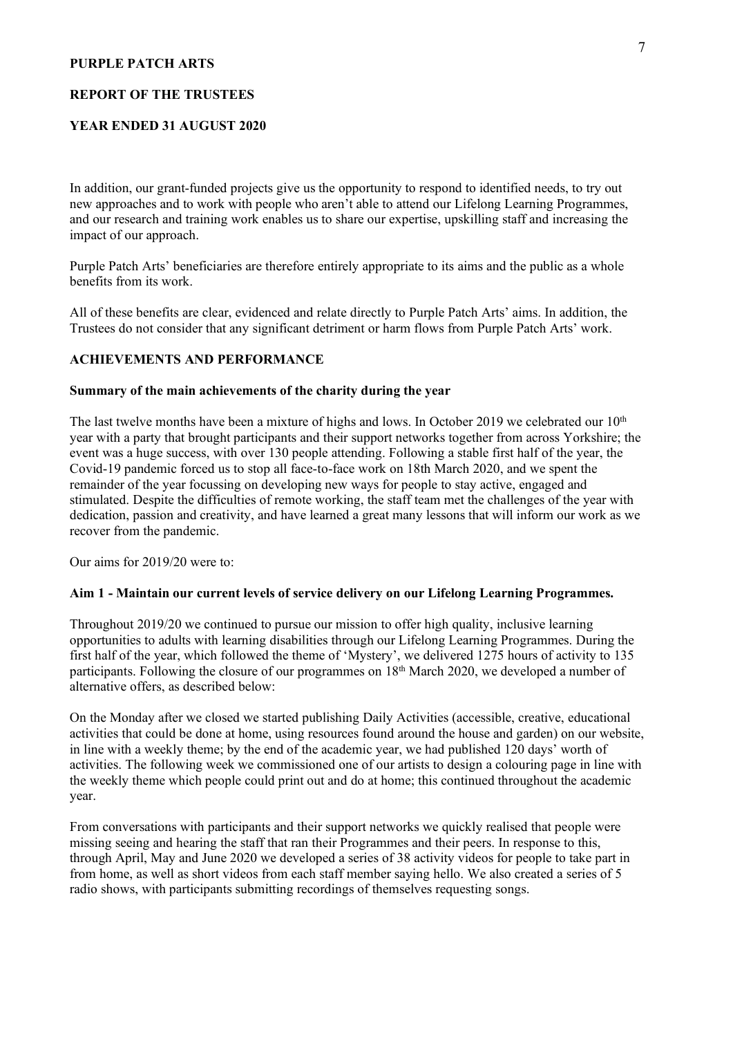PURPLE PATCH ARTS

REPORT OF THE TRUSTEES

YEAR ENDED 31 AUGUST 2020

In addition, our grant-funded projects give us the opportunity to respond to identified needs, to try out new approaches and to work with people who aren't able to attend our Lifelong Learning Programmes, and our research and training work enables us to share our expertise, upskilling staff and increasing the impact of our approach.

Purple Patch Arts' beneficiaries are therefore entirely appropriate to its aims and the public as a whole benefits from its work.

All of these benefits are clear, evidenced and relate directly to Purple Patch Arts' aims. In addition, the Trustees do not consider that any significant detriment or harm flows from Purple Patch Arts' work.

## ACHIEVEMENTS AND PERFORMANCE

### Summary of the main achievements of the charity during the year

The last twelve months have been a mixture of highs and lows. In October 2019 we celebrated our 10th year with a party that brought participants and their support networks together from across Yorkshire; the event was a huge success, with over 130 people attending. Following a stable first half of the year, the Covid-19 pandemic forced us to stop all face-to-face work on 18th March 2020, and we spent the remainder of the year focussing on developing new ways for people to stay active, engaged and stimulated. Despite the difficulties of remote working, the staff team met the challenges of the year with dedication, passion and creativity, and have learned a great many lessons that will inform our work as we recover from the pandemic.

Our aims for 2019/20 were to:

**Aim 1 - Maintain our current levels of service delivery on our Lifelong Learning Programmes.**

Throughout 2019/20 we continued to pursue our mission to offer high quality, inclusive learning opportunities to adults with learning disabilities through our Lifelong Learning Programmes. During the first half of the year, which followed the theme of 'Mystery', we delivered 1275 hours of activity to 135 participants. Following the closure of our programmes on 18th March 2020, we developed a number of alternative offers, as described below:

On the Monday after we closed we started publishing Daily Activities (accessible, creative, educational activities that could be done at home, using resources found around the house and garden) on our website, in line with a weekly theme; by the end of the academic year, we had published 120 days' worth of activities. The following week we commissioned one of our artists to design a colouring page in line with the weekly theme which people could print out and do at home; this continued throughout the academic year.

From conversations with participants and their support networks we quickly realised that people were missing seeing and hearing the staff that ran their Programmes and their peers. In response to this, through April, May and June 2020 we developed a series of 38 activity videos for people to take part in from home, as well as short videos from each staff member saying hello. We also created a series of 5 radio shows, with participants submitting recordings of themselves requesting songs.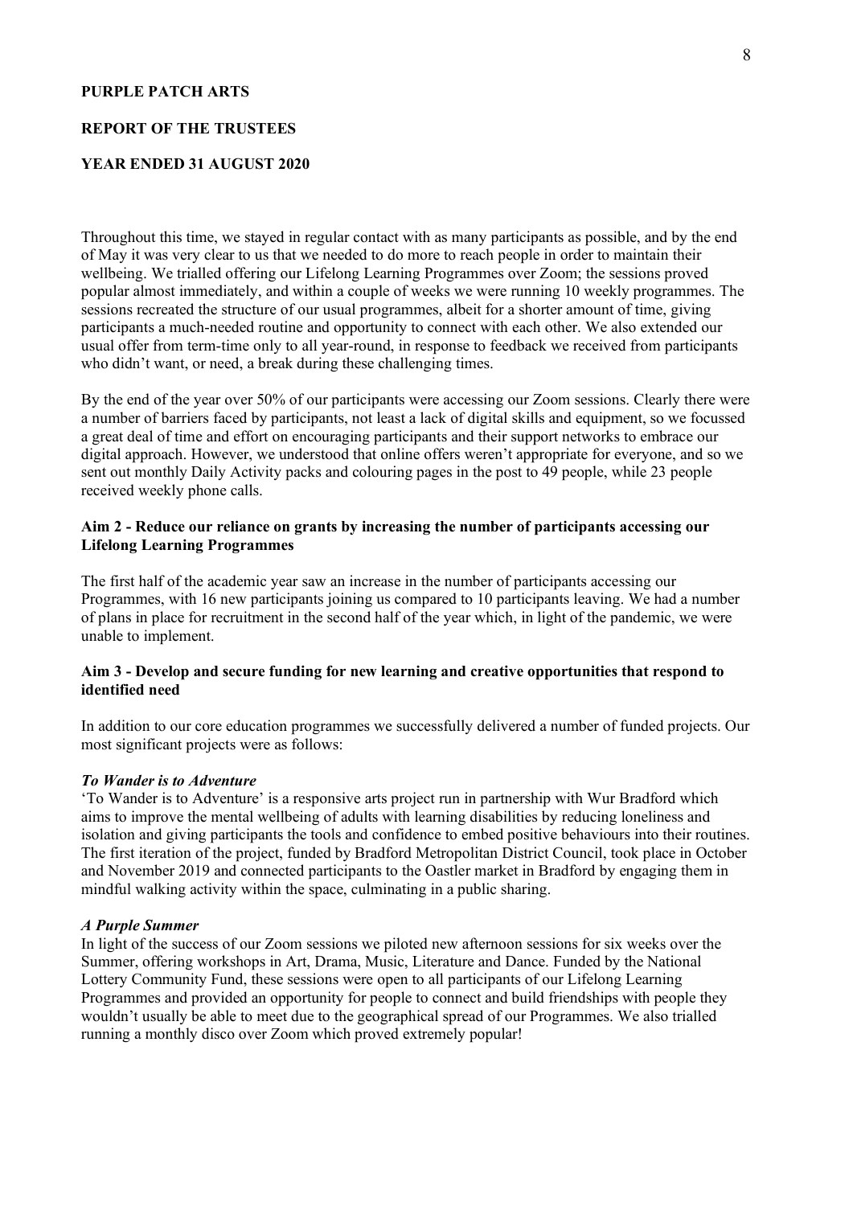**PURPLE PATCH ARTS**

**REPORT OF THE TRUSTEES**

**YEAR ENDED 31 AUGUST 2020**

Throughout this time, we stayed in regular contact with as many participants as possible, and by the end of May it was very clear to us that we needed to do more to reach people in order to maintain their wellbeing. We trialled offering our Lifelong Learning Programmes over Zoom; the sessions proved popular almost immediately, and within a couple of weeks we were running 10 weekly programmes. The sessions recreated the structure of our usual programmes, albeit for a shorter amount of time, giving participants a much-needed routine and opportunity to connect with each other. We also extended our usual offer from term-time only to all year-round, in response to feedback we received from participants who didn't want, or need, a break during these challenging times.

By the end of the year over 50% of our participants were accessing our Zoom sessions. Clearly there were a number of barriers faced by participants, not least a lack of digital skills and equipment, so we focussed a great deal of time and effort on encouraging participants and their support networks to embrace our digital approach. However, we understood that online offers weren't appropriate for everyone, and so we sent out monthly Daily Activity packs and colouring pages in the post to 49 people, while 23 people received weekly phone calls.

**Aim 2 - Reduce our reliance on grants by increasing the number of participants accessing our Lifelong Learning Programmes**

The first half of the academic year saw an increase in the number of participants accessing our Programmes, with 16 new participants joining us compared to 10 participants leaving. We had a number of plans in place for recruitment in the second half of the year which, in light of the pandemic, we were unable to implement.

**Aim 3 - Develop and secure funding for new learning and creative opportunities that respond to identified need**

In addition to our core education programmes we successfully delivered a number of funded projects. Our most significant projects were as follows:

***To Wander is to Adventure***

'To Wander is to Adventure' is a responsive arts project run in partnership with Wur Bradford which aims to improve the mental wellbeing of adults with learning disabilities by reducing loneliness and isolation and giving participants the tools and confidence to embed positive behaviours into their routines. The first iteration of the project, funded by Bradford Metropolitan District Council, took place in October and November 2019 and connected participants to the Oastler market in Bradford by engaging them in mindful walking activity within the space, culminating in a public sharing.

***A Purple Summer***

In light of the success of our Zoom sessions we piloted new afternoon sessions for six weeks over the Summer, offering workshops in Art, Drama, Music, Literature and Dance. Funded by the National Lottery Community Fund, these sessions were open to all participants of our Lifelong Learning Programmes and provided an opportunity for people to connect and build friendships with people they wouldn't usually be able to meet due to the geographical spread of our Programmes. We also trialled running a monthly disco over Zoom which proved extremely popular!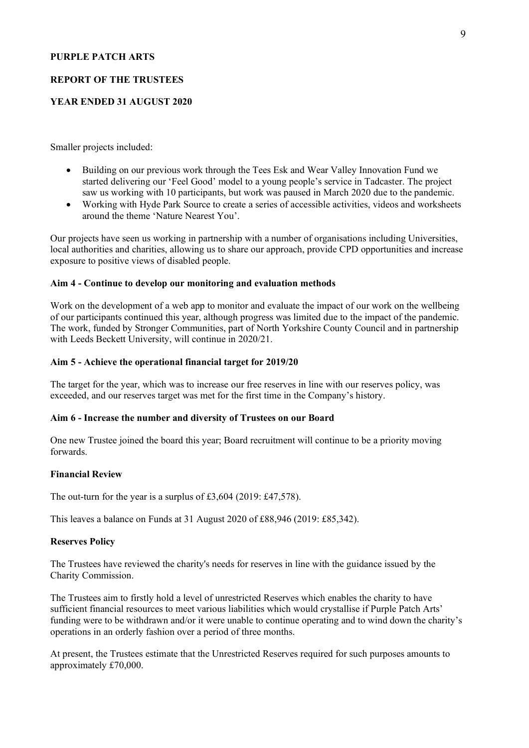**PURPLE PATCH ARTS**

**REPORT OF THE TRUSTEES**

**YEAR ENDED 31 AUGUST 2020**

Smaller projects included:

- Building on our previous work through the Tees Esk and Wear Valley Innovation Fund we started delivering our 'Feel Good' model to a young people's service in Tadcaster. The project saw us working with 10 participants, but work was paused in March 2020 due to the pandemic.
- Working with Hyde Park Source to create a series of accessible activities, videos and worksheets around the theme 'Nature Nearest You'.

Our projects have seen us working in partnership with a number of organisations including Universities, local authorities and charities, allowing us to share our approach, provide CPD opportunities and increase exposure to positive views of disabled people.

**Aim 4 - Continue to develop our monitoring and evaluation methods**

Work on the development of a web app to monitor and evaluate the impact of our work on the wellbeing of our participants continued this year, although progress was limited due to the impact of the pandemic. The work, funded by Stronger Communities, part of North Yorkshire County Council and in partnership with Leeds Beckett University, will continue in 2020/21.

**Aim 5 - Achieve the operational financial target for 2019/20**

The target for the year, which was to increase our free reserves in line with our reserves policy, was exceeded, and our reserves target was met for the first time in the Company's history.

**Aim 6 - Increase the number and diversity of Trustees on our Board**

One new Trustee joined the board this year; Board recruitment will continue to be a priority moving forwards.

**Financial Review**

The out-turn for the year is a surplus of £3,604 (2019: £47,578).

This leaves a balance on Funds at 31 August 2020 of £88,946 (2019: £85,342).

**Reserves Policy**

The Trustees have reviewed the charity's needs for reserves in line with the guidance issued by the Charity Commission.

The Trustees aim to firstly hold a level of unrestricted Reserves which enables the charity to have sufficient financial resources to meet various liabilities which would crystallise if Purple Patch Arts' funding were to be withdrawn and/or it were unable to continue operating and to wind down the charity's operations in an orderly fashion over a period of three months.

At present, the Trustees estimate that the Unrestricted Reserves required for such purposes amounts to approximately £70,000.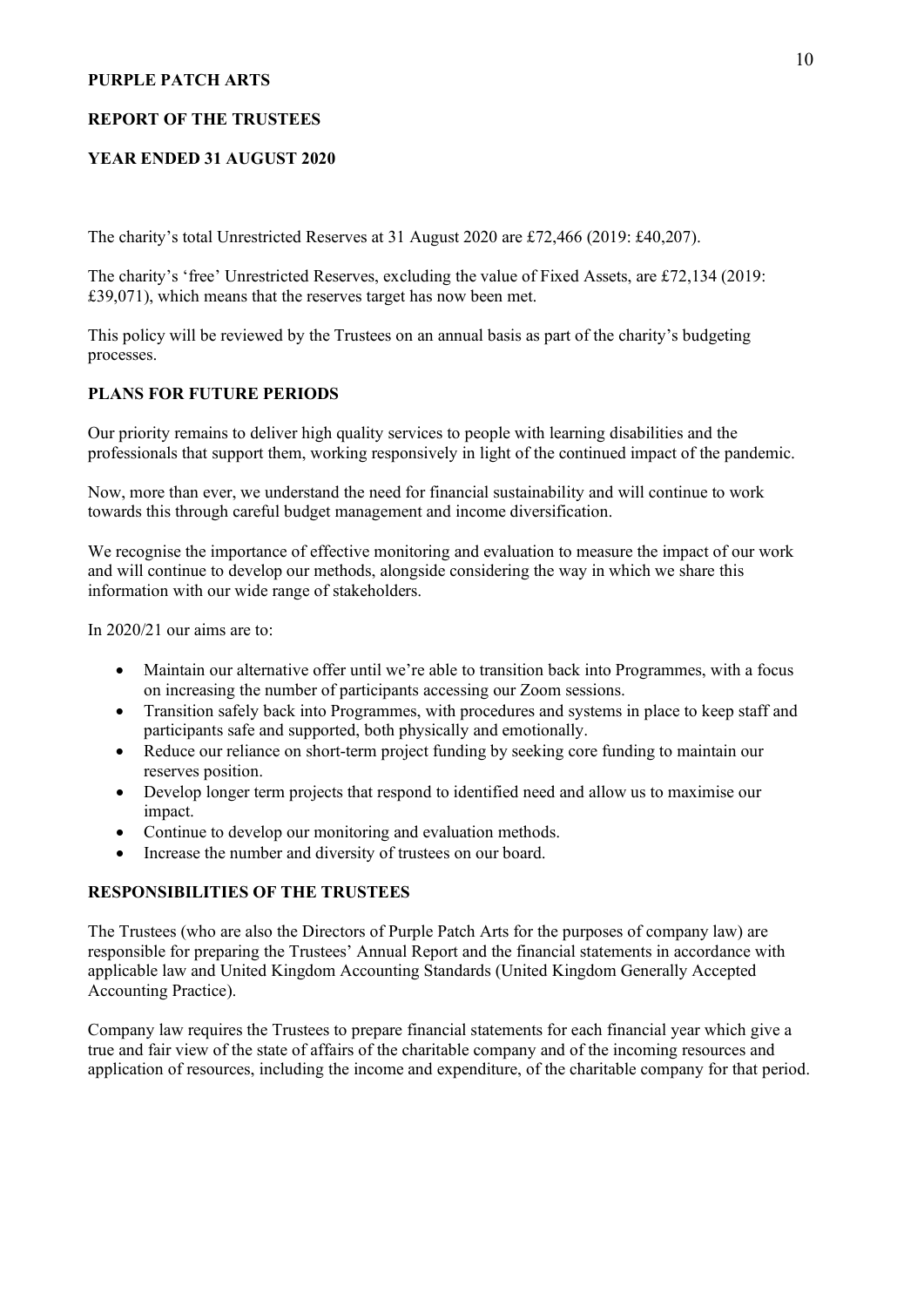**PURPLE PATCH ARTS**

**REPORT OF THE TRUSTEES**

**YEAR ENDED 31 AUGUST 2020**

The charity's total Unrestricted Reserves at 31 August 2020 are £72,466 (2019: £40,207).

The charity's 'free' Unrestricted Reserves, excluding the value of Fixed Assets, are £72,134 (2019: £39,071), which means that the reserves target has now been met.

This policy will be reviewed by the Trustees on an annual basis as part of the charity's budgeting processes.

## PLANS FOR FUTURE PERIODS

Our priority remains to deliver high quality services to people with learning disabilities and the professionals that support them, working responsively in light of the continued impact of the pandemic.

Now, more than ever, we understand the need for financial sustainability and will continue to work towards this through careful budget management and income diversification.

We recognise the importance of effective monitoring and evaluation to measure the impact of our work and will continue to develop our methods, alongside considering the way in which we share this information with our wide range of stakeholders.

In 2020/21 our aims are to:

- Maintain our alternative offer until we're able to transition back into Programmes, with a focus on increasing the number of participants accessing our Zoom sessions.
- Transition safely back into Programmes, with procedures and systems in place to keep staff and participants safe and supported, both physically and emotionally.
- Reduce our reliance on short-term project funding by seeking core funding to maintain our reserves position.
- Develop longer term projects that respond to identified need and allow us to maximise our impact.
- Continue to develop our monitoring and evaluation methods.
- Increase the number and diversity of trustees on our board.

## RESPONSIBILITIES OF THE TRUSTEES

The Trustees (who are also the Directors of Purple Patch Arts for the purposes of company law) are responsible for preparing the Trustees' Annual Report and the financial statements in accordance with applicable law and United Kingdom Accounting Standards (United Kingdom Generally Accepted Accounting Practice).

Company law requires the Trustees to prepare financial statements for each financial year which give a true and fair view of the state of affairs of the charitable company and of the incoming resources and application of resources, including the income and expenditure, of the charitable company for that period.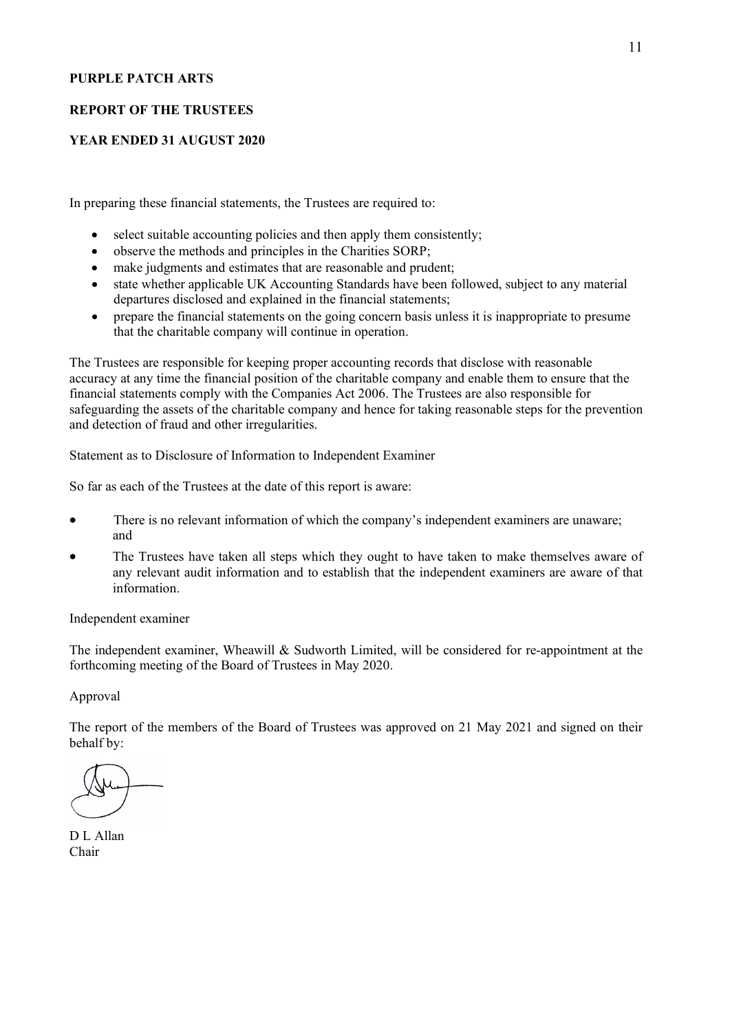**PURPLE PATCH ARTS**

**REPORT OF THE TRUSTEES**

**YEAR ENDED 31 AUGUST 2020**

In preparing these financial statements, the Trustees are required to:

- select suitable accounting policies and then apply them consistently;
- observe the methods and principles in the Charities SORP;
- make judgments and estimates that are reasonable and prudent;
- state whether applicable UK Accounting Standards have been followed, subject to any material departures disclosed and explained in the financial statements;
- prepare the financial statements on the going concern basis unless it is inappropriate to presume that the charitable company will continue in operation.

The Trustees are responsible for keeping proper accounting records that disclose with reasonable accuracy at any time the financial position of the charitable company and enable them to ensure that the financial statements comply with the Companies Act 2006. The Trustees are also responsible for safeguarding the assets of the charitable company and hence for taking reasonable steps for the prevention and detection of fraud and other irregularities.

Statement as to Disclosure of Information to Independent Examiner

So far as each of the Trustees at the date of this report is aware:

- There is no relevant information of which the company's independent examiners are unaware; and
- The Trustees have taken all steps which they ought to have taken to make themselves aware of any relevant audit information and to establish that the independent examiners are aware of that information.

Independent examiner

The independent examiner, Wheawill & Sudworth Limited, will be considered for re-appointment at the forthcoming meeting of the Board of Trustees in May 2020.

Approval

The report of the members of the Board of Trustees was approved on 21 May 2021 and signed on their behalf by:

D L Allan
Chair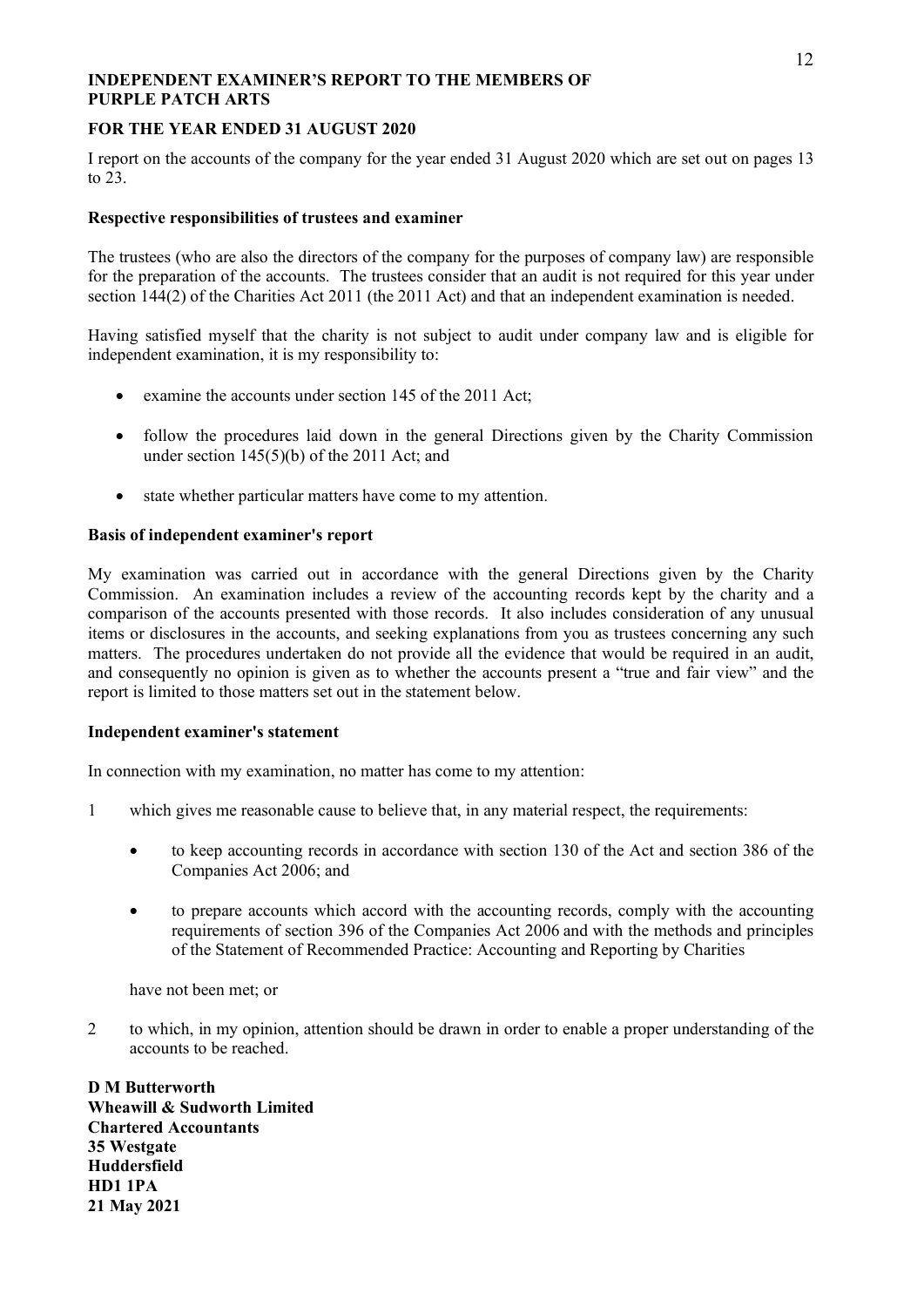# INDEPENDENT EXAMINER'S REPORT TO THE MEMBERS OF PURPLE PATCH ARTS

## FOR THE YEAR ENDED 31 AUGUST 2020

I report on the accounts of the company for the year ended 31 August 2020 which are set out on pages 13 to 23.

### Respective responsibilities of trustees and examiner

The trustees (who are also the directors of the company for the purposes of company law) are responsible for the preparation of the accounts. The trustees consider that an audit is not required for this year under section 144(2) of the Charities Act 2011 (the 2011 Act) and that an independent examination is needed.

Having satisfied myself that the charity is not subject to audit under company law and is eligible for independent examination, it is my responsibility to:

- examine the accounts under section 145 of the 2011 Act;
- follow the procedures laid down in the general Directions given by the Charity Commission under section 145(5)(b) of the 2011 Act; and
- state whether particular matters have come to my attention.

### Basis of independent examiner's report

My examination was carried out in accordance with the general Directions given by the Charity Commission. An examination includes a review of the accounting records kept by the charity and a comparison of the accounts presented with those records. It also includes consideration of any unusual items or disclosures in the accounts, and seeking explanations from you as trustees concerning any such matters. The procedures undertaken do not provide all the evidence that would be required in an audit, and consequently no opinion is given as to whether the accounts present a "true and fair view" and the report is limited to those matters set out in the statement below.

### Independent examiner's statement

In connection with my examination, no matter has come to my attention:

1 which gives me reasonable cause to believe that, in any material respect, the requirements:

- to keep accounting records in accordance with section 130 of the Act and section 386 of the Companies Act 2006; and
- to prepare accounts which accord with the accounting records, comply with the accounting requirements of section 396 of the Companies Act 2006 and with the methods and principles of the Statement of Recommended Practice: Accounting and Reporting by Charities

have not been met; or

2 to which, in my opinion, attention should be drawn in order to enable a proper understanding of the accounts to be reached.

**D M Butterworth**
**Wheawill & Sudworth Limited**
**Chartered Accountants**
**35 Westgate**
**Huddersfield**
**HD1 1PA**
**21 May 2021**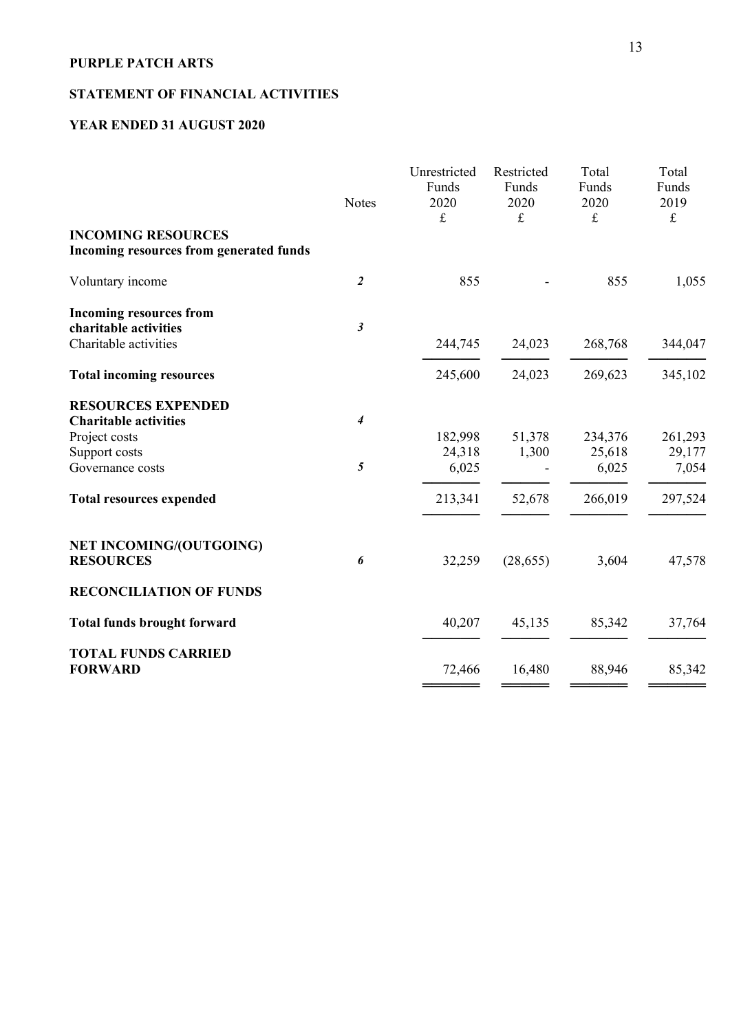**PURPLE PATCH ARTS**

**STATEMENT OF FINANCIAL ACTIVITIES**

**YEAR ENDED 31 AUGUST 2020**

| | Notes | Unrestricted Funds 2020 £ | Restricted Funds 2020 £ | Total Funds 2020 £ | Total Funds 2019 £ |
|---|---|---|---|---|---|
| **INCOMING RESOURCES** | | | | | |
| **Incoming resources from generated funds** | | | | | |
| Voluntary income | *2* | 855 | - | 855 | 1,055 |
| **Incoming resources from charitable activities** | *3* | | | | |
| Charitable activities | | 244,745 | 24,023 | 268,768 | 344,047 |
| **Total incoming resources** | | 245,600 | 24,023 | 269,623 | 345,102 |
| **RESOURCES EXPENDED** | | | | | |
| **Charitable activities** | *4* | | | | |
| Project costs | | 182,998 | 51,378 | 234,376 | 261,293 |
| Support costs | | 24,318 | 1,300 | 25,618 | 29,177 |
| Governance costs | *5* | 6,025 | - | 6,025 | 7,054 |
| **Total resources expended** | | 213,341 | 52,678 | 266,019 | 297,524 |
| **NET INCOMING/(OUTGOING) RESOURCES** | *6* | 32,259 | (28,655) | 3,604 | 47,578 |
| **RECONCILIATION OF FUNDS** | | | | | |
| **Total funds brought forward** | | 40,207 | 45,135 | 85,342 | 37,764 |
| **TOTAL FUNDS CARRIED FORWARD** | | 72,466 | 16,480 | 88,946 | 85,342 |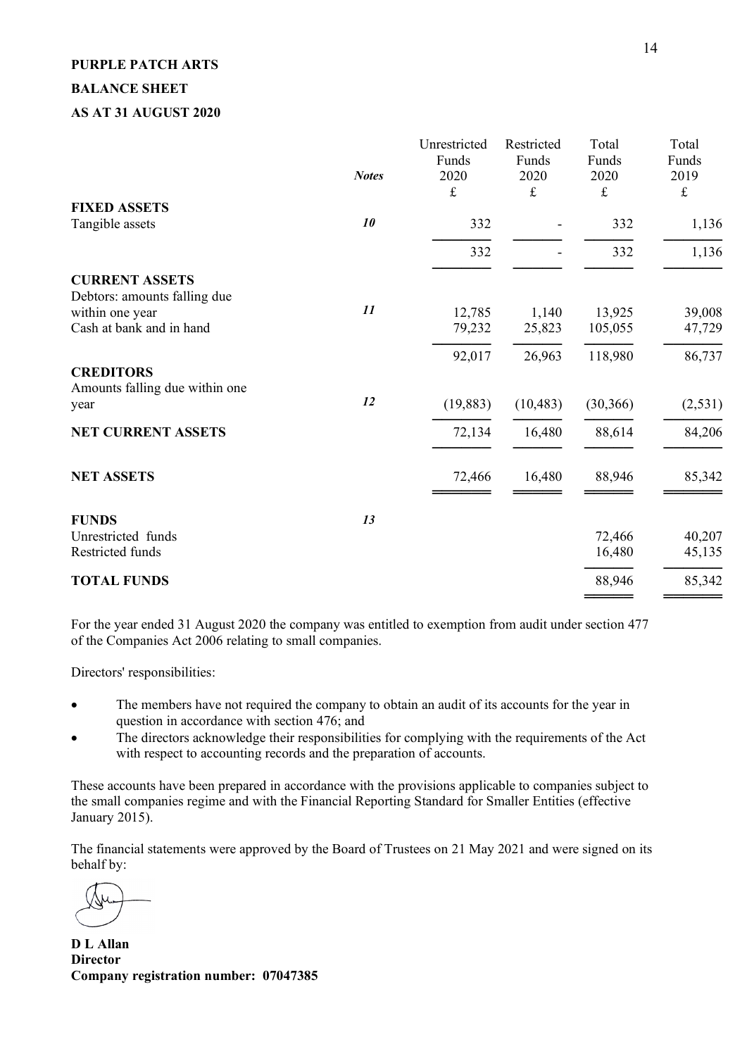**PURPLE PATCH ARTS**

**BALANCE SHEET**

**AS AT 31 AUGUST 2020**

| | *Notes* | Unrestricted Funds 2020 £ | Restricted Funds 2020 £ | Total Funds 2020 £ | Total Funds 2019 £ |
|---|---|---|---|---|---|
| **FIXED ASSETS** | | | | | |
| Tangible assets | *10* | 332 | - | 332 | 1,136 |
| | | 332 | - | 332 | 1,136 |
| **CURRENT ASSETS** | | | | | |
| Debtors: amounts falling due within one year | *11* | 12,785 | 1,140 | 13,925 | 39,008 |
| Cash at bank and in hand | | 79,232 | 25,823 | 105,055 | 47,729 |
| | | 92,017 | 26,963 | 118,980 | 86,737 |
| **CREDITORS** | | | | | |
| Amounts falling due within one year | *12* | (19,883) | (10,483) | (30,366) | (2,531) |
| **NET CURRENT ASSETS** | | 72,134 | 16,480 | 88,614 | 84,206 |
| **NET ASSETS** | | 72,466 | 16,480 | 88,946 | 85,342 |
| **FUNDS** | *13* | | | | |
| Unrestricted funds | | | | 72,466 | 40,207 |
| Restricted funds | | | | 16,480 | 45,135 |
| **TOTAL FUNDS** | | | | 88,946 | 85,342 |

For the year ended 31 August 2020 the company was entitled to exemption from audit under section 477 of the Companies Act 2006 relating to small companies.

Directors' responsibilities:

- The members have not required the company to obtain an audit of its accounts for the year in question in accordance with section 476; and
- The directors acknowledge their responsibilities for complying with the requirements of the Act with respect to accounting records and the preparation of accounts.

These accounts have been prepared in accordance with the provisions applicable to companies subject to the small companies regime and with the Financial Reporting Standard for Smaller Entities (effective January 2015).

The financial statements were approved by the Board of Trustees on 21 May 2021 and were signed on its behalf by:

**D L Allan**
**Director**
**Company registration number: 07047385**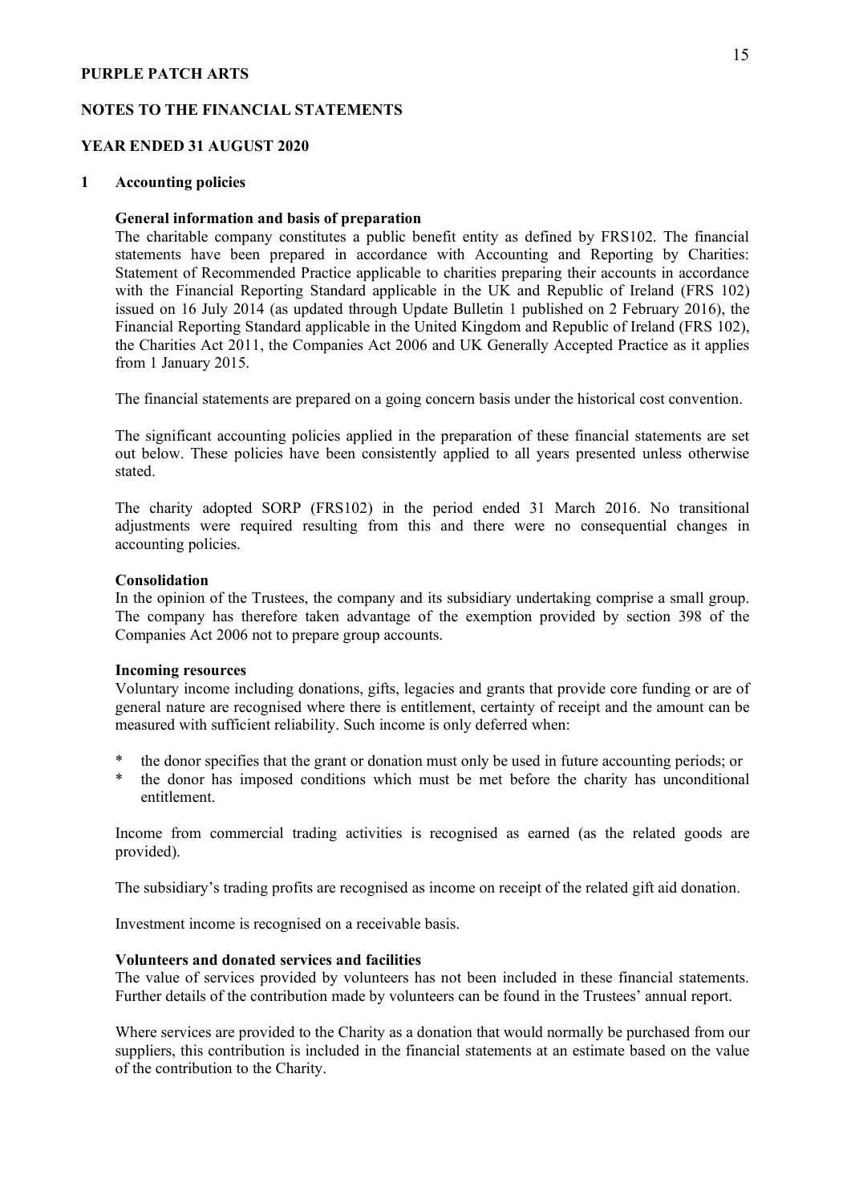**PURPLE PATCH ARTS**

**NOTES TO THE FINANCIAL STATEMENTS**

**YEAR ENDED 31 AUGUST 2020**

## 1 Accounting policies

### General information and basis of preparation

The charitable company constitutes a public benefit entity as defined by FRS102. The financial statements have been prepared in accordance with Accounting and Reporting by Charities: Statement of Recommended Practice applicable to charities preparing their accounts in accordance with the Financial Reporting Standard applicable in the UK and Republic of Ireland (FRS 102) issued on 16 July 2014 (as updated through Update Bulletin 1 published on 2 February 2016), the Financial Reporting Standard applicable in the United Kingdom and Republic of Ireland (FRS 102), the Charities Act 2011, the Companies Act 2006 and UK Generally Accepted Practice as it applies from 1 January 2015.

The financial statements are prepared on a going concern basis under the historical cost convention.

The significant accounting policies applied in the preparation of these financial statements are set out below. These policies have been consistently applied to all years presented unless otherwise stated.

The charity adopted SORP (FRS102) in the period ended 31 March 2016. No transitional adjustments were required resulting from this and there were no consequential changes in accounting policies.

### Consolidation

In the opinion of the Trustees, the company and its subsidiary undertaking comprise a small group. The company has therefore taken advantage of the exemption provided by section 398 of the Companies Act 2006 not to prepare group accounts.

### Incoming resources

Voluntary income including donations, gifts, legacies and grants that provide core funding or are of general nature are recognised where there is entitlement, certainty of receipt and the amount can be measured with sufficient reliability. Such income is only deferred when:

* the donor specifies that the grant or donation must only be used in future accounting periods; or
* the donor has imposed conditions which must be met before the charity has unconditional entitlement.

Income from commercial trading activities is recognised as earned (as the related goods are provided).

The subsidiary's trading profits are recognised as income on receipt of the related gift aid donation.

Investment income is recognised on a receivable basis.

### Volunteers and donated services and facilities

The value of services provided by volunteers has not been included in these financial statements. Further details of the contribution made by volunteers can be found in the Trustees' annual report.

Where services are provided to the Charity as a donation that would normally be purchased from our suppliers, this contribution is included in the financial statements at an estimate based on the value of the contribution to the Charity.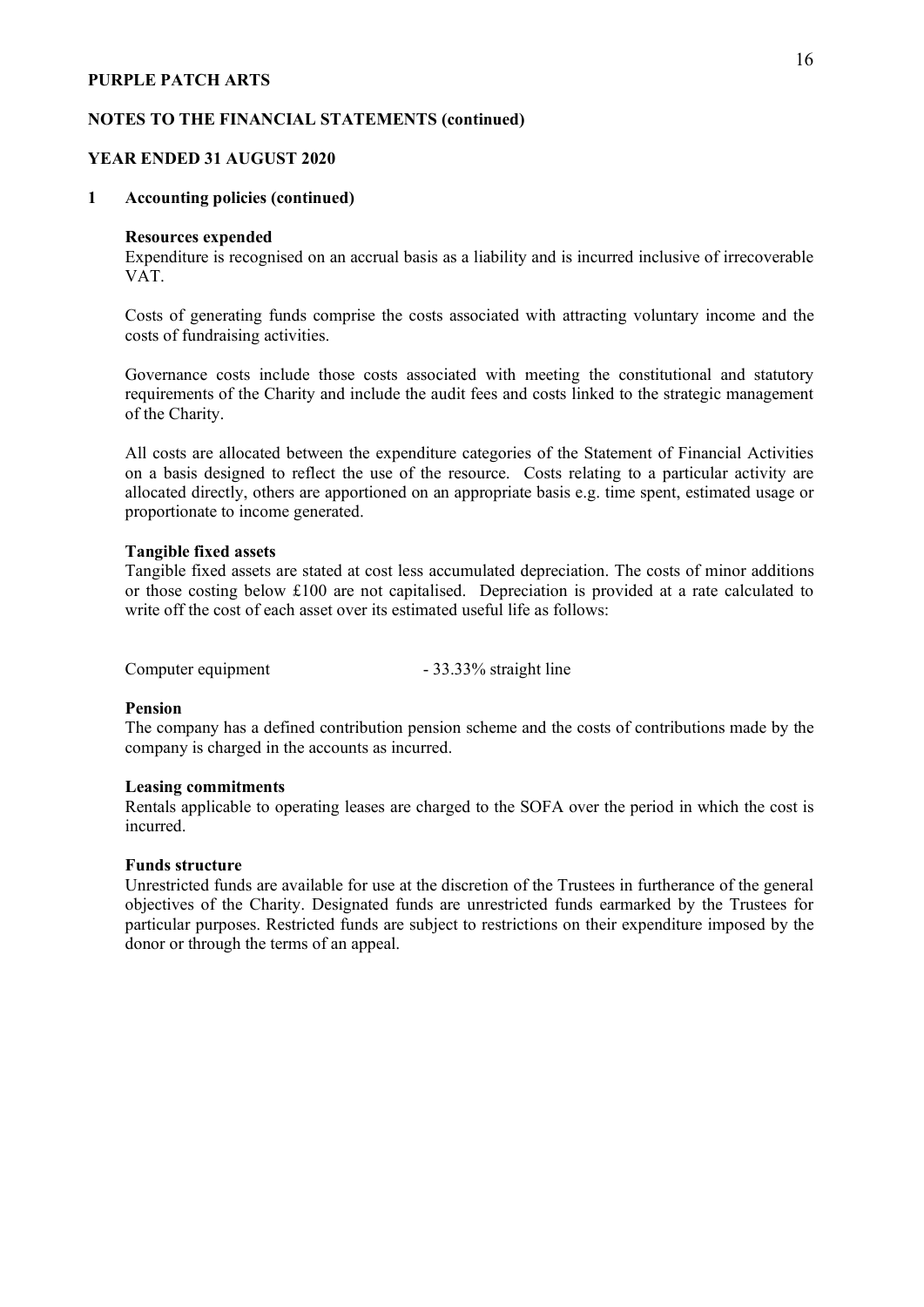**PURPLE PATCH ARTS**

**NOTES TO THE FINANCIAL STATEMENTS (continued)**

**YEAR ENDED 31 AUGUST 2020**

**1 Accounting policies (continued)**

**Resources expended**

Expenditure is recognised on an accrual basis as a liability and is incurred inclusive of irrecoverable VAT.

Costs of generating funds comprise the costs associated with attracting voluntary income and the costs of fundraising activities.

Governance costs include those costs associated with meeting the constitutional and statutory requirements of the Charity and include the audit fees and costs linked to the strategic management of the Charity.

All costs are allocated between the expenditure categories of the Statement of Financial Activities on a basis designed to reflect the use of the resource. Costs relating to a particular activity are allocated directly, others are apportioned on an appropriate basis e.g. time spent, estimated usage or proportionate to income generated.

**Tangible fixed assets**

Tangible fixed assets are stated at cost less accumulated depreciation. The costs of minor additions or those costing below £100 are not capitalised. Depreciation is provided at a rate calculated to write off the cost of each asset over its estimated useful life as follows:

Computer equipment - 33.33% straight line

**Pension**

The company has a defined contribution pension scheme and the costs of contributions made by the company is charged in the accounts as incurred.

**Leasing commitments**

Rentals applicable to operating leases are charged to the SOFA over the period in which the cost is incurred.

**Funds structure**

Unrestricted funds are available for use at the discretion of the Trustees in furtherance of the general objectives of the Charity. Designated funds are unrestricted funds earmarked by the Trustees for particular purposes. Restricted funds are subject to restrictions on their expenditure imposed by the donor or through the terms of an appeal.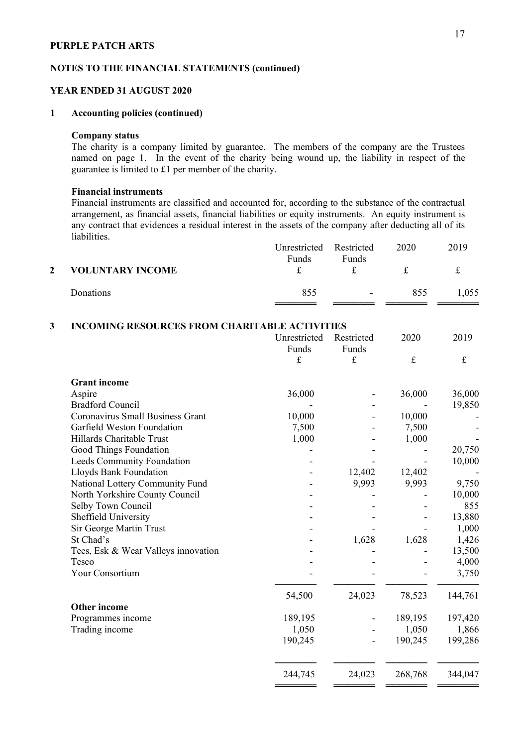**PURPLE PATCH ARTS**

**NOTES TO THE FINANCIAL STATEMENTS (continued)**

**YEAR ENDED 31 AUGUST 2020**

## 1 Accounting policies (continued)

**Company status**

The charity is a company limited by guarantee. The members of the company are the Trustees named on page 1. In the event of the charity being wound up, the liability in respect of the guarantee is limited to £1 per member of the charity.

**Financial instruments**

Financial instruments are classified and accounted for, according to the substance of the contractual arrangement, as financial assets, financial liabilities or equity instruments. An equity instrument is any contract that evidences a residual interest in the assets of the company after deducting all of its liabilities.

## 2 VOLUNTARY INCOME

| | Unrestricted Funds £ | Restricted Funds £ | 2020 £ | 2019 £ |
|---|---|---|---|---|
| Donations | 855 | - | 855 | 1,055 |

## 3 INCOMING RESOURCES FROM CHARITABLE ACTIVITIES

| | Unrestricted Funds £ | Restricted Funds £ | 2020 £ | 2019 £ |
|---|---|---|---|---|
| **Grant income** | | | | |
| Aspire | 36,000 | - | 36,000 | 36,000 |
| Bradford Council | - | - | - | 19,850 |
| Coronavirus Small Business Grant | 10,000 | - | 10,000 | - |
| Garfield Weston Foundation | 7,500 | - | 7,500 | - |
| Hillards Charitable Trust | 1,000 | - | 1,000 | - |
| Good Things Foundation | - | - | - | 20,750 |
| Leeds Community Foundation | - | - | - | 10,000 |
| Lloyds Bank Foundation | - | 12,402 | 12,402 | - |
| National Lottery Community Fund | - | 9,993 | 9,993 | 9,750 |
| North Yorkshire County Council | - | - | - | 10,000 |
| Selby Town Council | - | - | - | 855 |
| Sheffield University | - | - | - | 13,880 |
| Sir George Martin Trust | - | - | - | 1,000 |
| St Chad's | - | 1,628 | 1,628 | 1,426 |
| Tees, Esk & Wear Valleys innovation | - | - | - | 13,500 |
| Tesco | - | - | - | 4,000 |
| Your Consortium | - | - | - | 3,750 |
| | 54,500 | 24,023 | 78,523 | 144,761 |
| **Other income** | | | | |
| Programmes income | 189,195 | - | 189,195 | 197,420 |
| Trading income | 1,050 | - | 1,050 | 1,866 |
| | 190,245 | - | 190,245 | 199,286 |
| | 244,745 | 24,023 | 268,768 | 344,047 |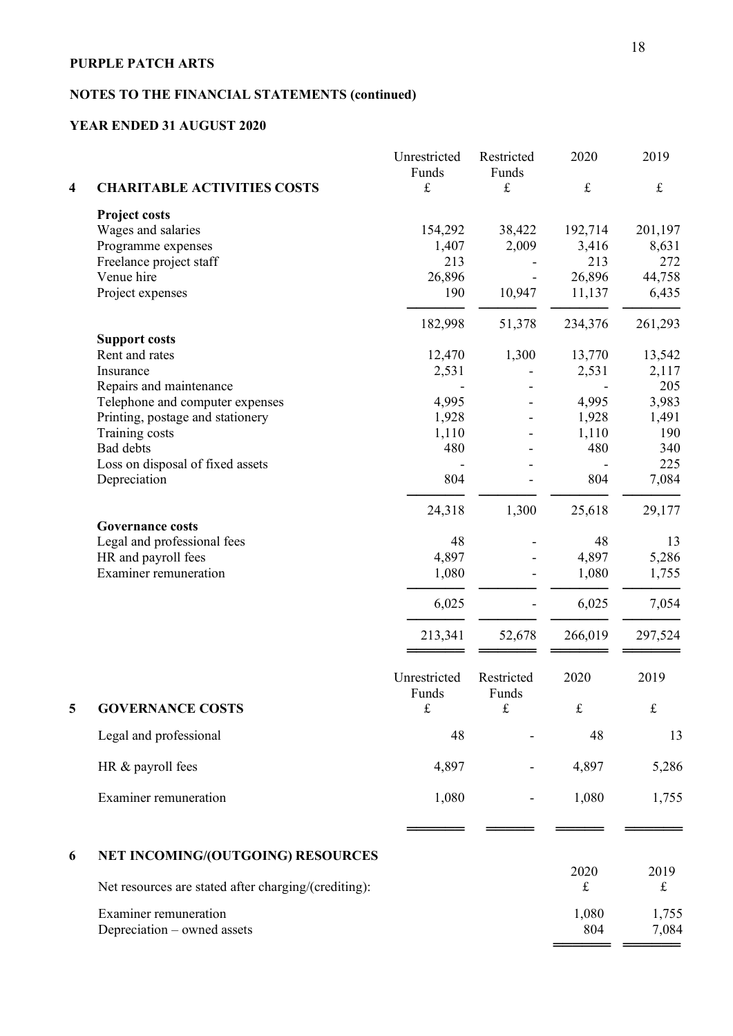**PURPLE PATCH ARTS**

**NOTES TO THE FINANCIAL STATEMENTS (continued)**

**YEAR ENDED 31 AUGUST 2020**

| **4 CHARITABLE ACTIVITIES COSTS** | Unrestricted Funds £ | Restricted Funds £ | 2020 £ | 2019 £ |
|---|---|---|---|---|
| **Project costs** | | | | |
| Wages and salaries | 154,292 | 38,422 | 192,714 | 201,197 |
| Programme expenses | 1,407 | 2,009 | 3,416 | 8,631 |
| Freelance project staff | 213 | - | 213 | 272 |
| Venue hire | 26,896 | - | 26,896 | 44,758 |
| Project expenses | 190 | 10,947 | 11,137 | 6,435 |
| | 182,998 | 51,378 | 234,376 | 261,293 |
| **Support costs** | | | | |
| Rent and rates | 12,470 | 1,300 | 13,770 | 13,542 |
| Insurance | 2,531 | - | 2,531 | 2,117 |
| Repairs and maintenance | - | - | - | 205 |
| Telephone and computer expenses | 4,995 | - | 4,995 | 3,983 |
| Printing, postage and stationery | 1,928 | - | 1,928 | 1,491 |
| Training costs | 1,110 | - | 1,110 | 190 |
| Bad debts | 480 | - | 480 | 340 |
| Loss on disposal of fixed assets | - | - | - | 225 |
| Depreciation | 804 | - | 804 | 7,084 |
| | 24,318 | 1,300 | 25,618 | 29,177 |
| **Governance costs** | | | | |
| Legal and professional fees | 48 | - | 48 | 13 |
| HR and payroll fees | 4,897 | - | 4,897 | 5,286 |
| Examiner remuneration | 1,080 | - | 1,080 | 1,755 |
| | 6,025 | - | 6,025 | 7,054 |
| | 213,341 | 52,678 | 266,019 | 297,524 |

| **5 GOVERNANCE COSTS** | Unrestricted Funds £ | Restricted Funds £ | 2020 £ | 2019 £ |
|---|---|---|---|---|
| Legal and professional | 48 | - | 48 | 13 |
| HR & payroll fees | 4,897 | - | 4,897 | 5,286 |
| Examiner remuneration | 1,080 | - | 1,080 | 1,755 |

**6 NET INCOMING/(OUTGOING) RESOURCES**

| Net resources are stated after charging/(crediting): | 2020 £ | 2019 £ |
|---|---|---|
| Examiner remuneration | 1,080 | 1,755 |
| Depreciation – owned assets | 804 | 7,084 |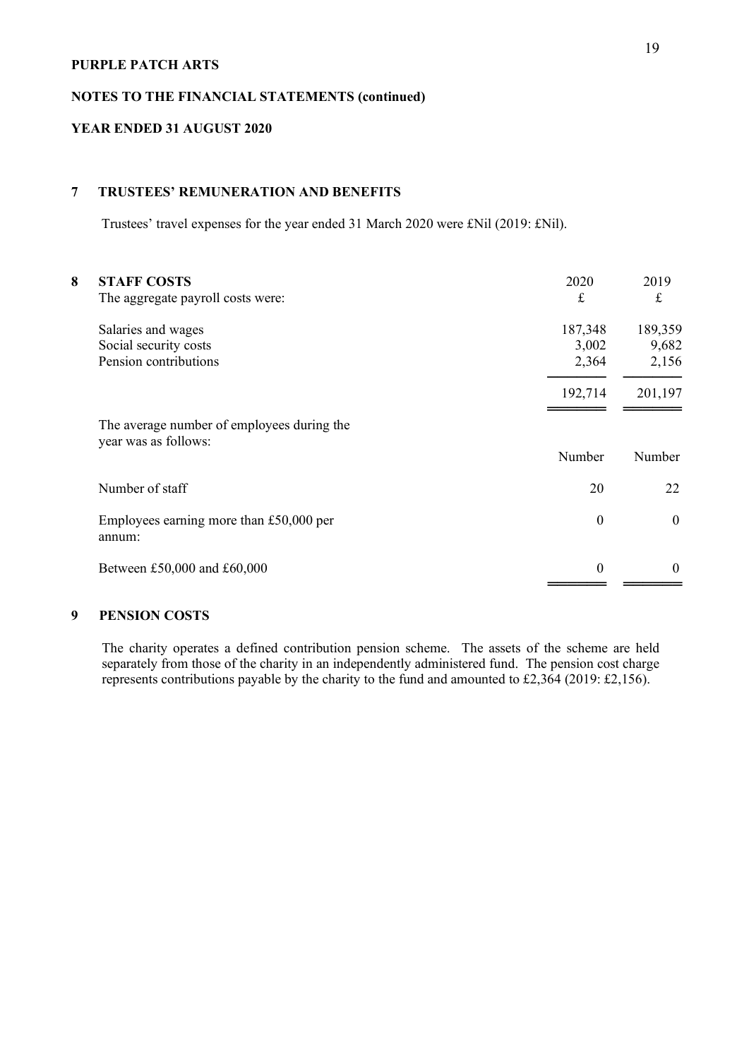**PURPLE PATCH ARTS**

**NOTES TO THE FINANCIAL STATEMENTS (continued)**

**YEAR ENDED 31 AUGUST 2020**

## 7 TRUSTEES' REMUNERATION AND BENEFITS

Trustees' travel expenses for the year ended 31 March 2020 were £Nil (2019: £Nil).

## 8 STAFF COSTS

| The aggregate payroll costs were: | 2020<br>£ | 2019<br>£ |
|---|---|---|
| Salaries and wages | 187,348 | 189,359 |
| Social security costs | 3,002 | 9,682 |
| Pension contributions | 2,364 | 2,156 |
| | 192,714 | 201,197 |

| The average number of employees during the year was as follows: | Number | Number |
|---|---|---|
| Number of staff | 20 | 22 |
| Employees earning more than £50,000 per annum: | 0 | 0 |
| Between £50,000 and £60,000 | 0 | 0 |

## 9 PENSION COSTS

The charity operates a defined contribution pension scheme. The assets of the scheme are held separately from those of the charity in an independently administered fund. The pension cost charge represents contributions payable by the charity to the fund and amounted to £2,364 (2019: £2,156).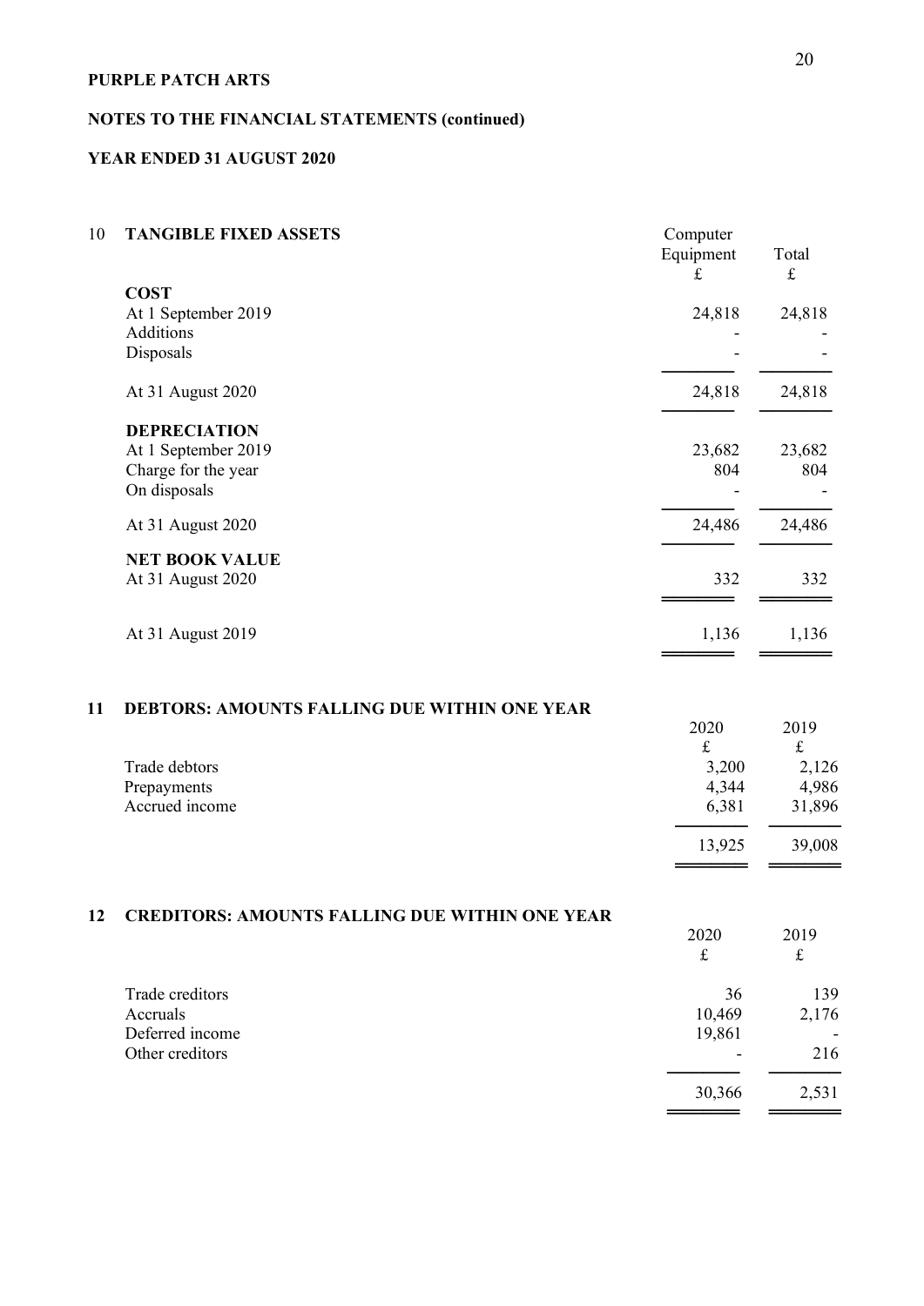**PURPLE PATCH ARTS**

**NOTES TO THE FINANCIAL STATEMENTS (continued)**

**YEAR ENDED 31 AUGUST 2020**

## 10 TANGIBLE FIXED ASSETS

| | Computer Equipment £ | Total £ |
|---|---|---|
| **COST** | | |
| At 1 September 2019 | 24,818 | 24,818 |
| Additions | - | - |
| Disposals | - | - |
| At 31 August 2020 | 24,818 | 24,818 |
| **DEPRECIATION** | | |
| At 1 September 2019 | 23,682 | 23,682 |
| Charge for the year | 804 | 804 |
| On disposals | - | - |
| At 31 August 2020 | 24,486 | 24,486 |
| **NET BOOK VALUE** | | |
| At 31 August 2020 | 332 | 332 |
| At 31 August 2019 | 1,136 | 1,136 |

## 11 DEBTORS: AMOUNTS FALLING DUE WITHIN ONE YEAR

| | 2020 £ | 2019 £ |
|---|---|---|
| Trade debtors | 3,200 | 2,126 |
| Prepayments | 4,344 | 4,986 |
| Accrued income | 6,381 | 31,896 |
| | 13,925 | 39,008 |

## 12 CREDITORS: AMOUNTS FALLING DUE WITHIN ONE YEAR

| | 2020 £ | 2019 £ |
|---|---|---|
| Trade creditors | 36 | 139 |
| Accruals | 10,469 | 2,176 |
| Deferred income | 19,861 | - |
| Other creditors | - | 216 |
| | 30,366 | 2,531 |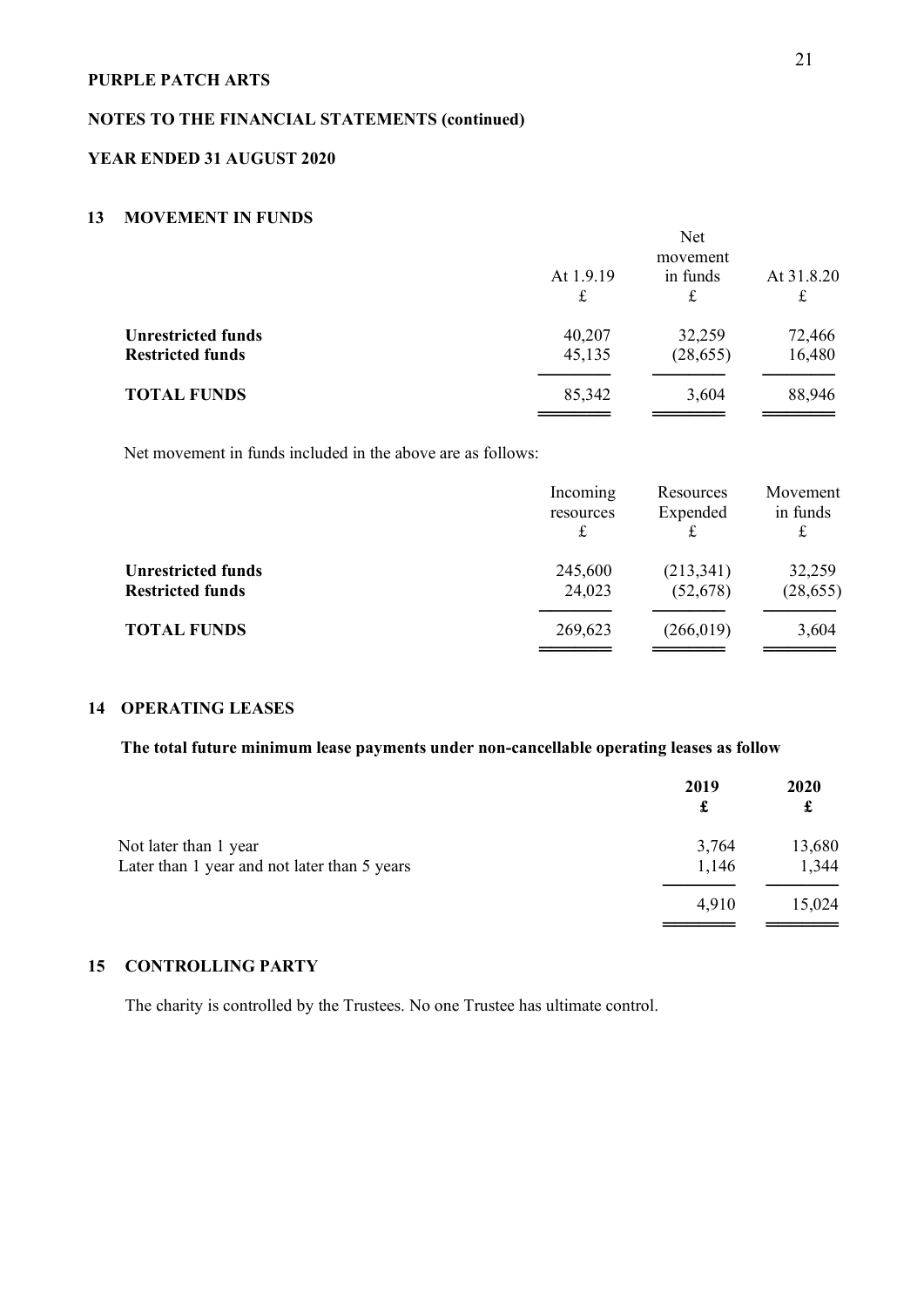PURPLE PATCH ARTS

NOTES TO THE FINANCIAL STATEMENTS (continued)

YEAR ENDED 31 AUGUST 2020

## 13 MOVEMENT IN FUNDS

| | At 1.9.19<br>£ | Net movement in funds<br>£ | At 31.8.20<br>£ |
|---|---|---|---|
| **Unrestricted funds** | 40,207 | 32,259 | 72,466 |
| **Restricted funds** | 45,135 | (28,655) | 16,480 |
| **TOTAL FUNDS** | 85,342 | 3,604 | 88,946 |

Net movement in funds included in the above are as follows:

| | Incoming resources<br>£ | Resources Expended<br>£ | Movement in funds<br>£ |
|---|---|---|---|
| **Unrestricted funds** | 245,600 | (213,341) | 32,259 |
| **Restricted funds** | 24,023 | (52,678) | (28,655) |
| **TOTAL FUNDS** | 269,623 | (266,019) | 3,604 |

## 14 OPERATING LEASES

**The total future minimum lease payments under non-cancellable operating leases as follow**

| | **2019**<br>**£** | **2020**<br>**£** |
|---|---|---|
| Not later than 1 year | 3,764 | 13,680 |
| Later than 1 year and not later than 5 years | 1,146 | 1,344 |
| | 4,910 | 15,024 |

## 15 CONTROLLING PARTY

The charity is controlled by the Trustees. No one Trustee has ultimate control.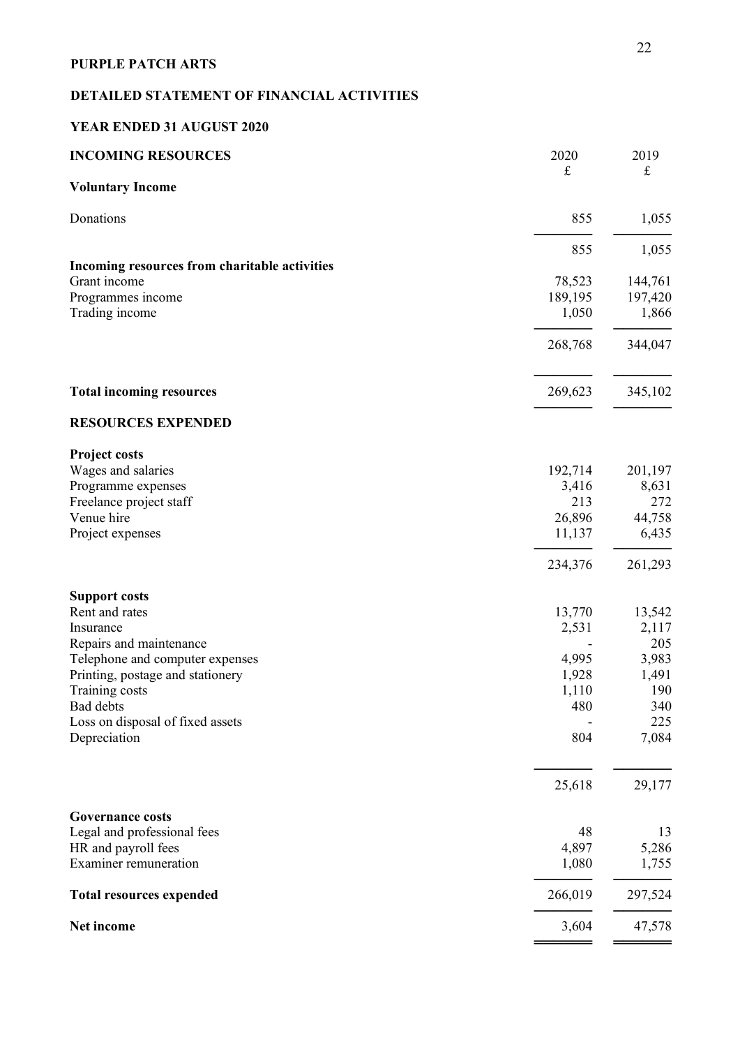**PURPLE PATCH ARTS**

**DETAILED STATEMENT OF FINANCIAL ACTIVITIES**

**YEAR ENDED 31 AUGUST 2020**

| **INCOMING RESOURCES** | 2020 £ | 2019 £ |
|---|---|---|
| **Voluntary Income** | | |
| Donations | 855 | 1,055 |
| | 855 | 1,055 |
| **Incoming resources from charitable activities** | | |
| Grant income | 78,523 | 144,761 |
| Programmes income | 189,195 | 197,420 |
| Trading income | 1,050 | 1,866 |
| | 268,768 | 344,047 |
| **Total incoming resources** | 269,623 | 345,102 |
| **RESOURCES EXPENDED** | | |
| **Project costs** | | |
| Wages and salaries | 192,714 | 201,197 |
| Programme expenses | 3,416 | 8,631 |
| Freelance project staff | 213 | 272 |
| Venue hire | 26,896 | 44,758 |
| Project expenses | 11,137 | 6,435 |
| | 234,376 | 261,293 |
| **Support costs** | | |
| Rent and rates | 13,770 | 13,542 |
| Insurance | 2,531 | 2,117 |
| Repairs and maintenance | - | 205 |
| Telephone and computer expenses | 4,995 | 3,983 |
| Printing, postage and stationery | 1,928 | 1,491 |
| Training costs | 1,110 | 190 |
| Bad debts | 480 | 340 |
| Loss on disposal of fixed assets | - | 225 |
| Depreciation | 804 | 7,084 |
| | 25,618 | 29,177 |
| **Governance costs** | | |
| Legal and professional fees | 48 | 13 |
| HR and payroll fees | 4,897 | 5,286 |
| Examiner remuneration | 1,080 | 1,755 |
| **Total resources expended** | 266,019 | 297,524 |
| **Net income** | 3,604 | 47,578 |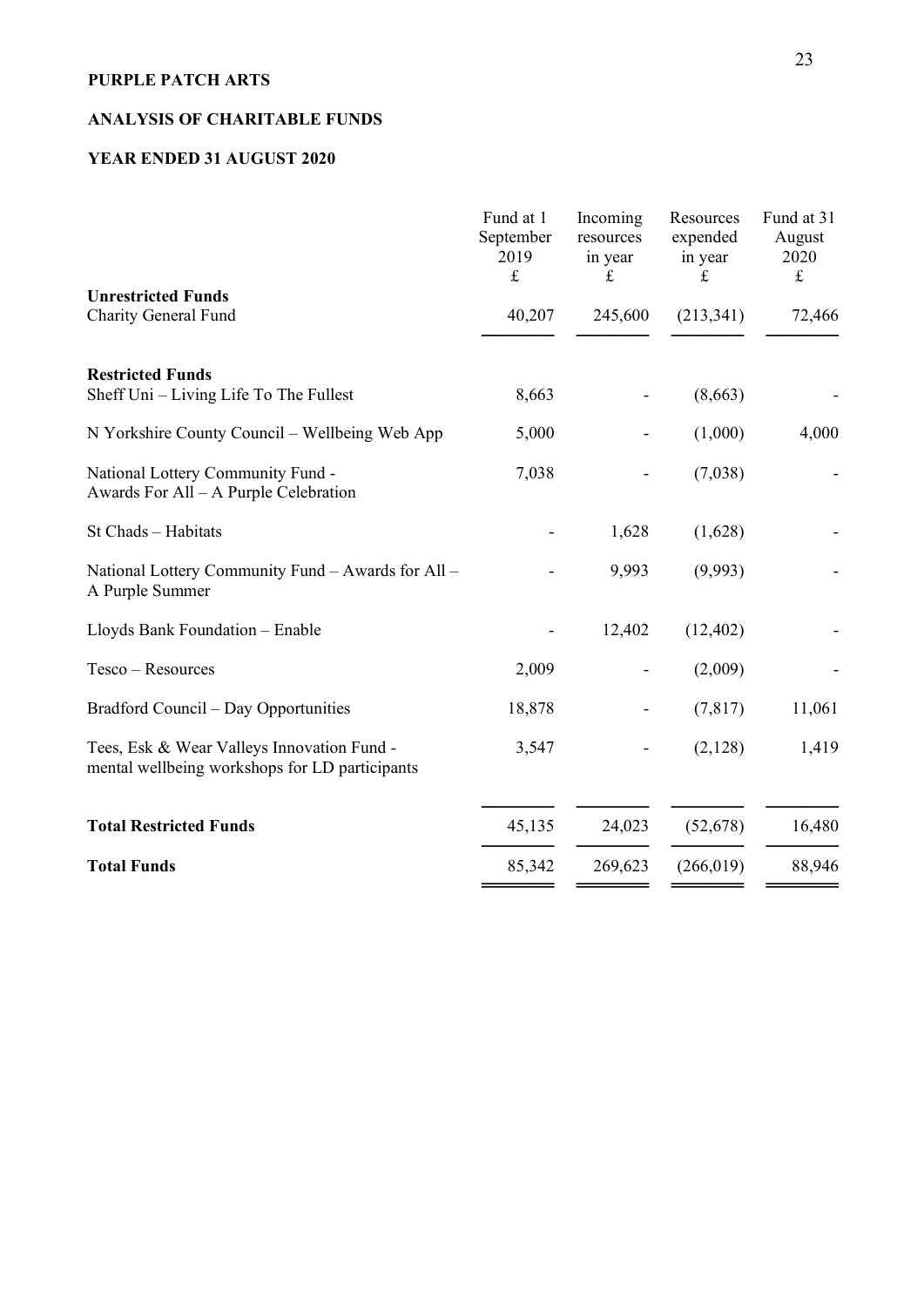**PURPLE PATCH ARTS**

**ANALYSIS OF CHARITABLE FUNDS**

**YEAR ENDED 31 AUGUST 2020**

| | Fund at 1 September 2019 £ | Incoming resources in year £ | Resources expended in year £ | Fund at 31 August 2020 £ |
|---|---|---|---|---|
| **Unrestricted Funds** | | | | |
| Charity General Fund | 40,207 | 245,600 | (213,341) | 72,466 |
| **Restricted Funds** | | | | |
| Sheff Uni – Living Life To The Fullest | 8,663 | - | (8,663) | - |
| N Yorkshire County Council – Wellbeing Web App | 5,000 | - | (1,000) | 4,000 |
| National Lottery Community Fund - Awards For All – A Purple Celebration | 7,038 | - | (7,038) | - |
| St Chads – Habitats | - | 1,628 | (1,628) | - |
| National Lottery Community Fund – Awards for All – A Purple Summer | - | 9,993 | (9,993) | - |
| Lloyds Bank Foundation – Enable | - | 12,402 | (12,402) | - |
| Tesco – Resources | 2,009 | - | (2,009) | - |
| Bradford Council – Day Opportunities | 18,878 | - | (7,817) | 11,061 |
| Tees, Esk & Wear Valleys Innovation Fund - mental wellbeing workshops for LD participants | 3,547 | - | (2,128) | 1,419 |
| **Total Restricted Funds** | 45,135 | 24,023 | (52,678) | 16,480 |
| **Total Funds** | 85,342 | 269,623 | (266,019) | 88,946 |